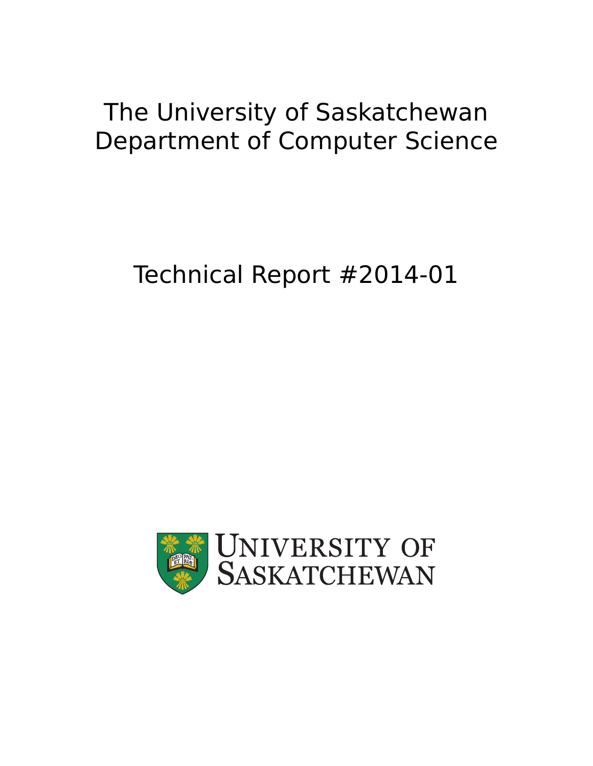# The University of Saskatchewan
# Department of Computer Science

## Technical Report #2014-01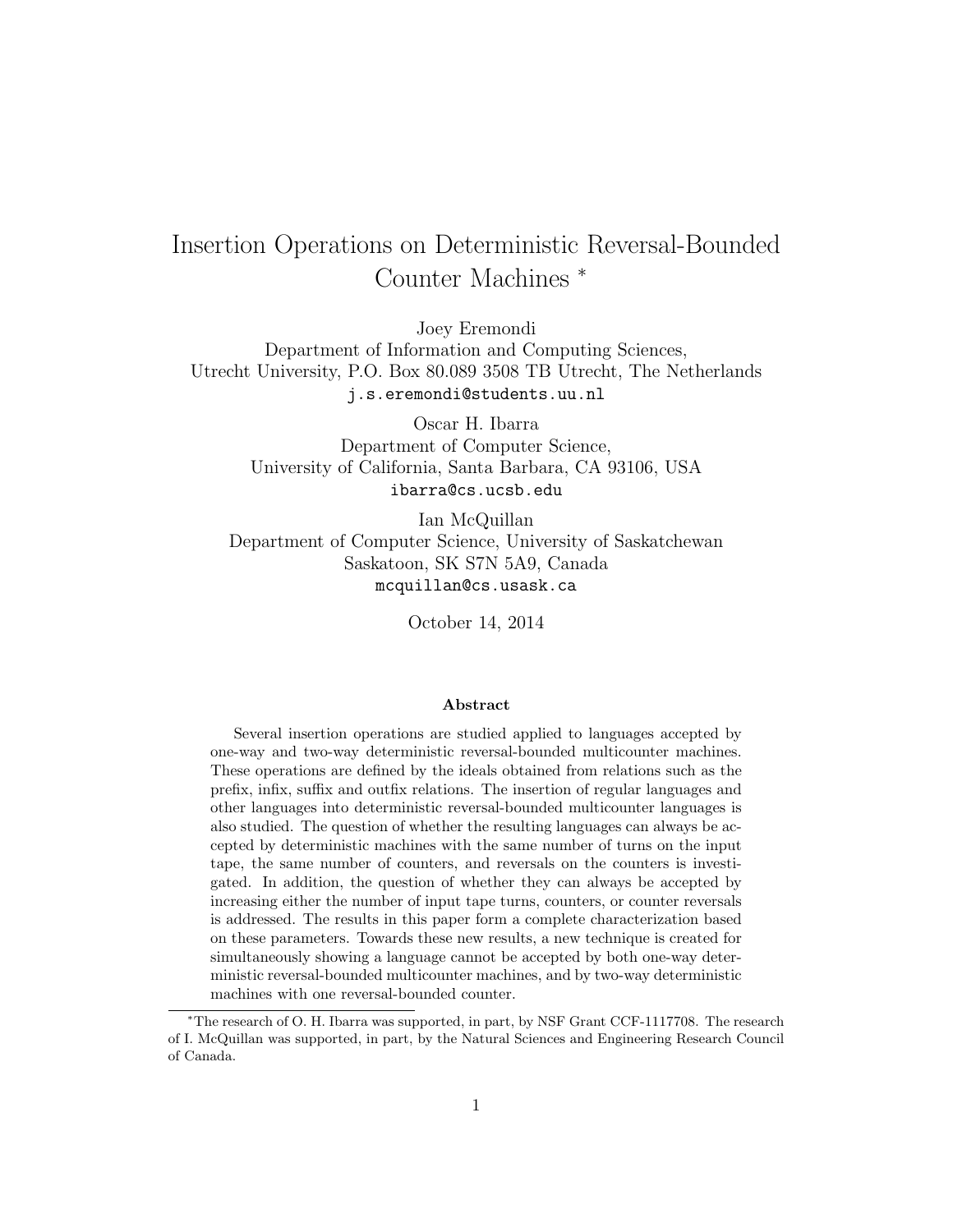# Insertion Operations on Deterministic Reversal-Bounded Counter Machines *

Joey Eremondi
Department of Information and Computing Sciences,
Utrecht University, P.O. Box 80.089 3508 TB Utrecht, The Netherlands
j.s.eremondi@students.uu.nl

Oscar H. Ibarra
Department of Computer Science,
University of California, Santa Barbara, CA 93106, USA
ibarra@cs.ucsb.edu

Ian McQuillan
Department of Computer Science, University of Saskatchewan
Saskatoon, SK S7N 5A9, Canada
mcquillan@cs.usask.ca

October 14, 2014

## Abstract

Several insertion operations are studied applied to languages accepted by one-way and two-way deterministic reversal-bounded multicounter machines. These operations are defined by the ideals obtained from relations such as the prefix, infix, suffix and outfix relations. The insertion of regular languages and other languages into deterministic reversal-bounded multicounter languages is also studied. The question of whether the resulting languages can always be accepted by deterministic machines with the same number of turns on the input tape, the same number of counters, and reversals on the counters is investigated. In addition, the question of whether they can always be accepted by increasing either the number of input tape turns, counters, or counter reversals is addressed. The results in this paper form a complete characterization based on these parameters. Towards these new results, a new technique is created for simultaneously showing a language cannot be accepted by both one-way deterministic reversal-bounded multicounter machines, and by two-way deterministic machines with one reversal-bounded counter.

*The research of O. H. Ibarra was supported, in part, by NSF Grant CCF-1117708. The research of I. McQuillan was supported, in part, by the Natural Sciences and Engineering Research Council of Canada.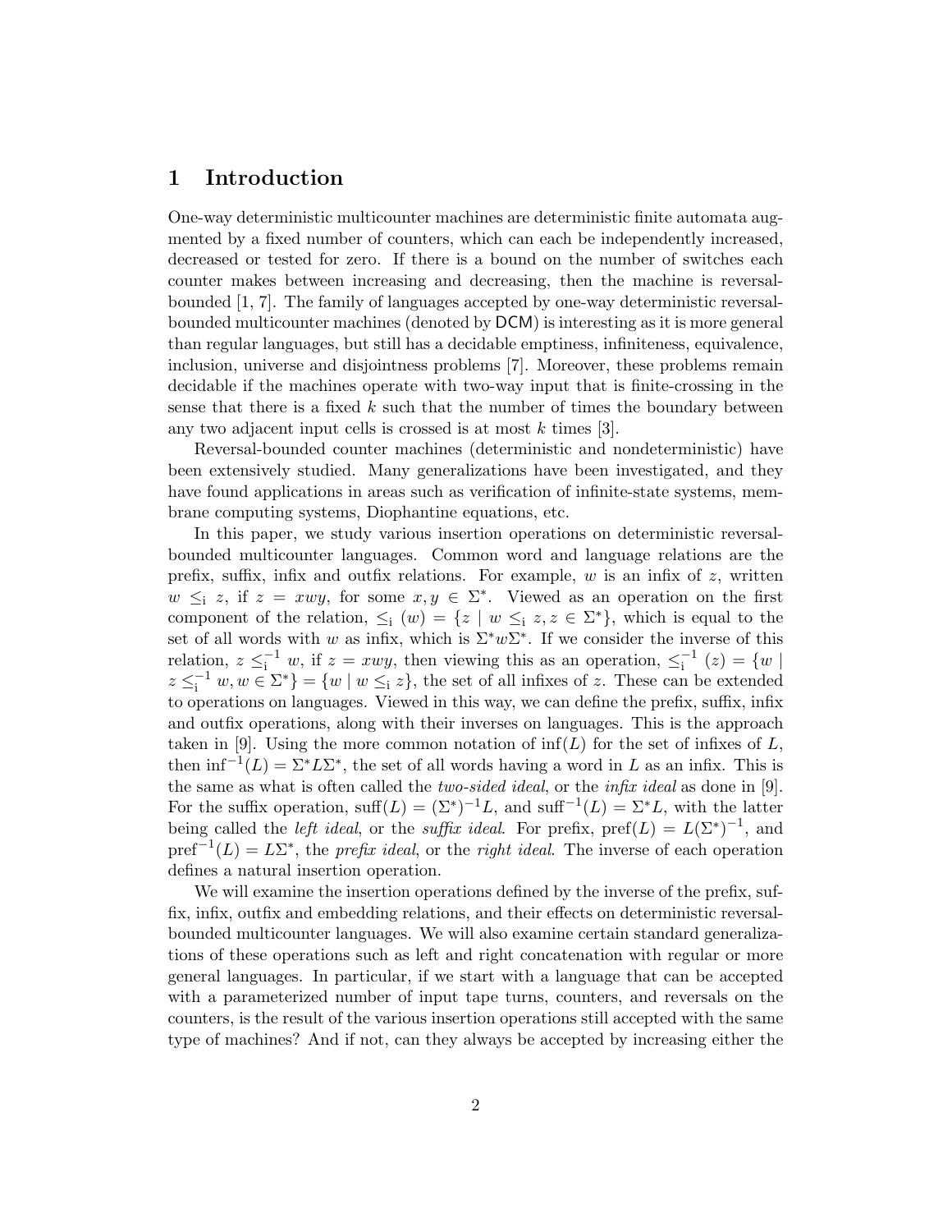# 1 Introduction

One-way deterministic multicounter machines are deterministic finite automata augmented by a fixed number of counters, which can each be independently increased, decreased or tested for zero. If there is a bound on the number of switches each counter makes between increasing and decreasing, then the machine is reversal-bounded [1, 7]. The family of languages accepted by one-way deterministic reversal-bounded multicounter machines (denoted by DCM) is interesting as it is more general than regular languages, but still has a decidable emptiness, infiniteness, equivalence, inclusion, universe and disjointness problems [7]. Moreover, these problems remain decidable if the machines operate with two-way input that is finite-crossing in the sense that there is a fixed $k$ such that the number of times the boundary between any two adjacent input cells is crossed is at most $k$ times [3].

Reversal-bounded counter machines (deterministic and nondeterministic) have been extensively studied. Many generalizations have been investigated, and they have found applications in areas such as verification of infinite-state systems, membrane computing systems, Diophantine equations, etc.

In this paper, we study various insertion operations on deterministic reversal-bounded multicounter languages. Common word and language relations are the prefix, suffix, infix and outfix relations. For example, $w$ is an infix of $z$, written $w \leq_{\rm i} z$, if $z = xwy$, for some $x, y \in \Sigma^*$. Viewed as an operation on the first component of the relation, $\leq_{\rm i} (w) = \{z \mid w \leq_{\rm i} z, z \in \Sigma^*\}$, which is equal to the set of all words with $w$ as infix, which is $\Sigma^* w \Sigma^*$. If we consider the inverse of this relation, $z \leq_{\rm i}^{-1} w$, if $z = xwy$, then viewing this as an operation, $\leq_{\rm i}^{-1} (z) = \{w \mid z \leq_{\rm i}^{-1} w, w \in \Sigma^*\} = \{w \mid w \leq_{\rm i} z\}$, the set of all infixes of $z$. These can be extended to operations on languages. Viewed in this way, we can define the prefix, suffix, infix and outfix operations, along with their inverses on languages. This is the approach taken in [9]. Using the more common notation of $\inf(L)$ for the set of infixes of $L$, then $\inf^{-1}(L) = \Sigma^* L \Sigma^*$, the set of all words having a word in $L$ as an infix. This is the same as what is often called the *two-sided ideal*, or the *infix ideal* as done in [9]. For the suffix operation, $\text{suff}(L) = (\Sigma^*)^{-1} L$, and $\text{suff}^{-1}(L) = \Sigma^* L$, with the latter being called the *left ideal*, or the *suffix ideal*. For prefix, $\text{pref}(L) = L(\Sigma^*)^{-1}$, and $\text{pref}^{-1}(L) = L\Sigma^*$, the *prefix ideal*, or the *right ideal*. The inverse of each operation defines a natural insertion operation.

We will examine the insertion operations defined by the inverse of the prefix, suffix, infix, outfix and embedding relations, and their effects on deterministic reversal-bounded multicounter languages. We will also examine certain standard generalizations of these operations such as left and right concatenation with regular or more general languages. In particular, if we start with a language that can be accepted with a parameterized number of input tape turns, counters, and reversals on the counters, is the result of the various insertion operations still accepted with the same type of machines? And if not, can they always be accepted by increasing either the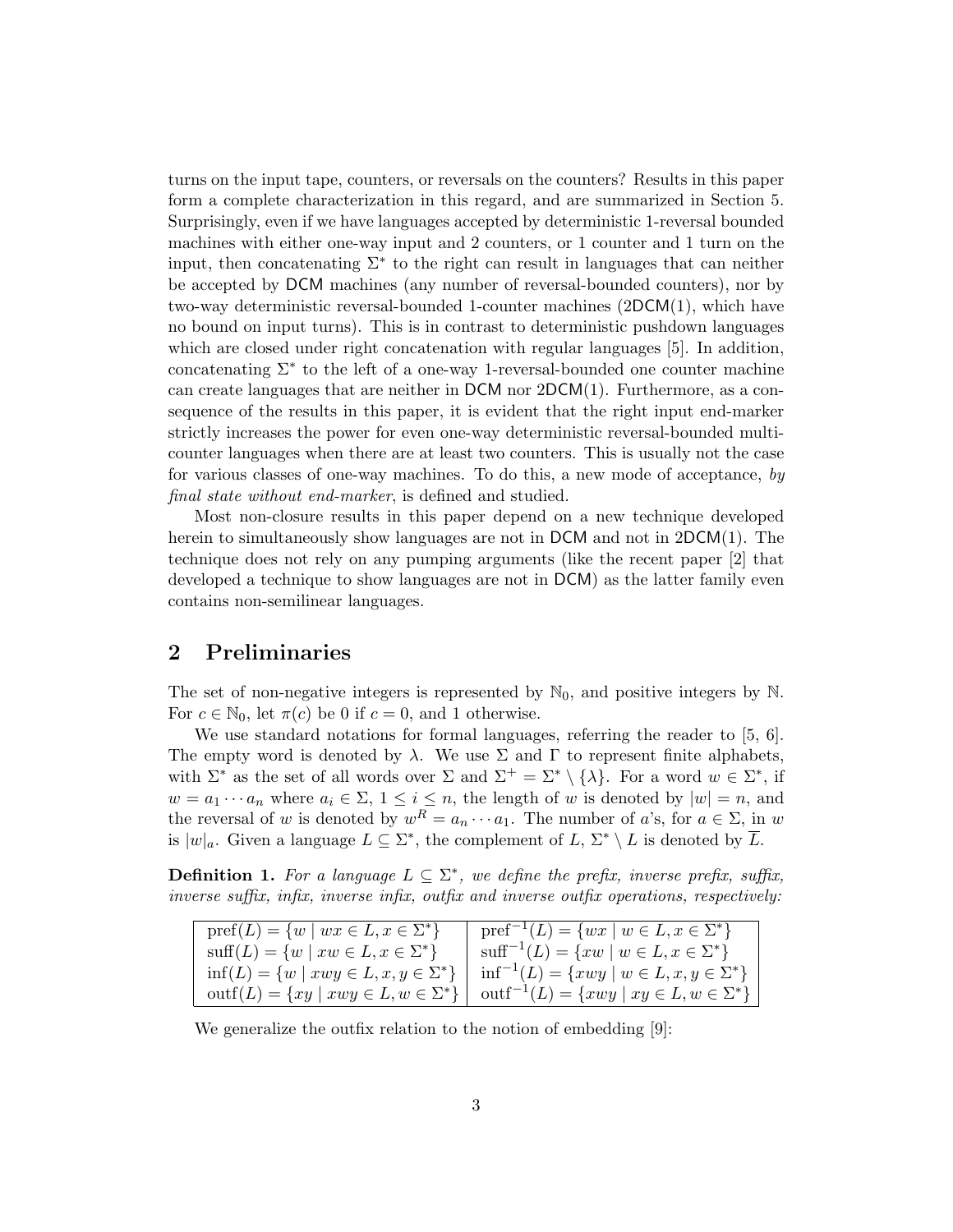turns on the input tape, counters, or reversals on the counters? Results in this paper form a complete characterization in this regard, and are summarized in Section 5. Surprisingly, even if we have languages accepted by deterministic 1-reversal bounded machines with either one-way input and 2 counters, or 1 counter and 1 turn on the input, then concatenating $\Sigma^*$ to the right can result in languages that can neither be accepted by DCM machines (any number of reversal-bounded counters), nor by two-way deterministic reversal-bounded 1-counter machines (2DCM(1), which have no bound on input turns). This is in contrast to deterministic pushdown languages which are closed under right concatenation with regular languages [5]. In addition, concatenating $\Sigma^*$ to the left of a one-way 1-reversal-bounded one counter machine can create languages that are neither in DCM nor 2DCM(1). Furthermore, as a consequence of the results in this paper, it is evident that the right input end-marker strictly increases the power for even one-way deterministic reversal-bounded multi-counter languages when there are at least two counters. This is usually not the case for various classes of one-way machines. To do this, a new mode of acceptance, *by final state without end-marker*, is defined and studied.

Most non-closure results in this paper depend on a new technique developed herein to simultaneously show languages are not in DCM and not in 2DCM(1). The technique does not rely on any pumping arguments (like the recent paper [2] that developed a technique to show languages are not in DCM) as the latter family even contains non-semilinear languages.

## 2 Preliminaries

The set of non-negative integers is represented by $\mathbb{N}_0$, and positive integers by $\mathbb{N}$. For $c \in \mathbb{N}_0$, let $\pi(c)$ be 0 if $c = 0$, and 1 otherwise.

We use standard notations for formal languages, referring the reader to [5, 6]. The empty word is denoted by $\lambda$. We use $\Sigma$ and $\Gamma$ to represent finite alphabets, with $\Sigma^*$ as the set of all words over $\Sigma$ and $\Sigma^+ = \Sigma^* \setminus \{\lambda\}$. For a word $w \in \Sigma^*$, if $w = a_1 \cdots a_n$ where $a_i \in \Sigma$, $1 \leq i \leq n$, the length of $w$ is denoted by $|w| = n$, and the reversal of $w$ is denoted by $w^R = a_n \cdots a_1$. The number of $a$'s, for $a \in \Sigma$, in $w$ is $|w|_a$. Given a language $L \subseteq \Sigma^*$, the complement of $L$, $\Sigma^* \setminus L$ is denoted by $\overline{L}$.

**Definition 1.** *For a language $L \subseteq \Sigma^*$, we define the prefix, inverse prefix, suffix, inverse suffix, infix, inverse infix, outfix and inverse outfix operations, respectively:*

| | |
|---|---|
| $\text{pref}(L) = \{w \mid wx \in L, x \in \Sigma^*\}$ | $\text{pref}^{-1}(L) = \{wx \mid w \in L, x \in \Sigma^*\}$ |
| $\text{suff}(L) = \{w \mid xw \in L, x \in \Sigma^*\}$ | $\text{suff}^{-1}(L) = \{xw \mid w \in L, x \in \Sigma^*\}$ |
| $\text{inf}(L) = \{w \mid xwy \in L, x, y \in \Sigma^*\}$ | $\text{inf}^{-1}(L) = \{xwy \mid w \in L, x, y \in \Sigma^*\}$ |
| $\text{outf}(L) = \{xy \mid xwy \in L, w \in \Sigma^*\}$ | $\text{outf}^{-1}(L) = \{xwy \mid xy \in L, w \in \Sigma^*\}$ |

We generalize the outfix relation to the notion of embedding [9]: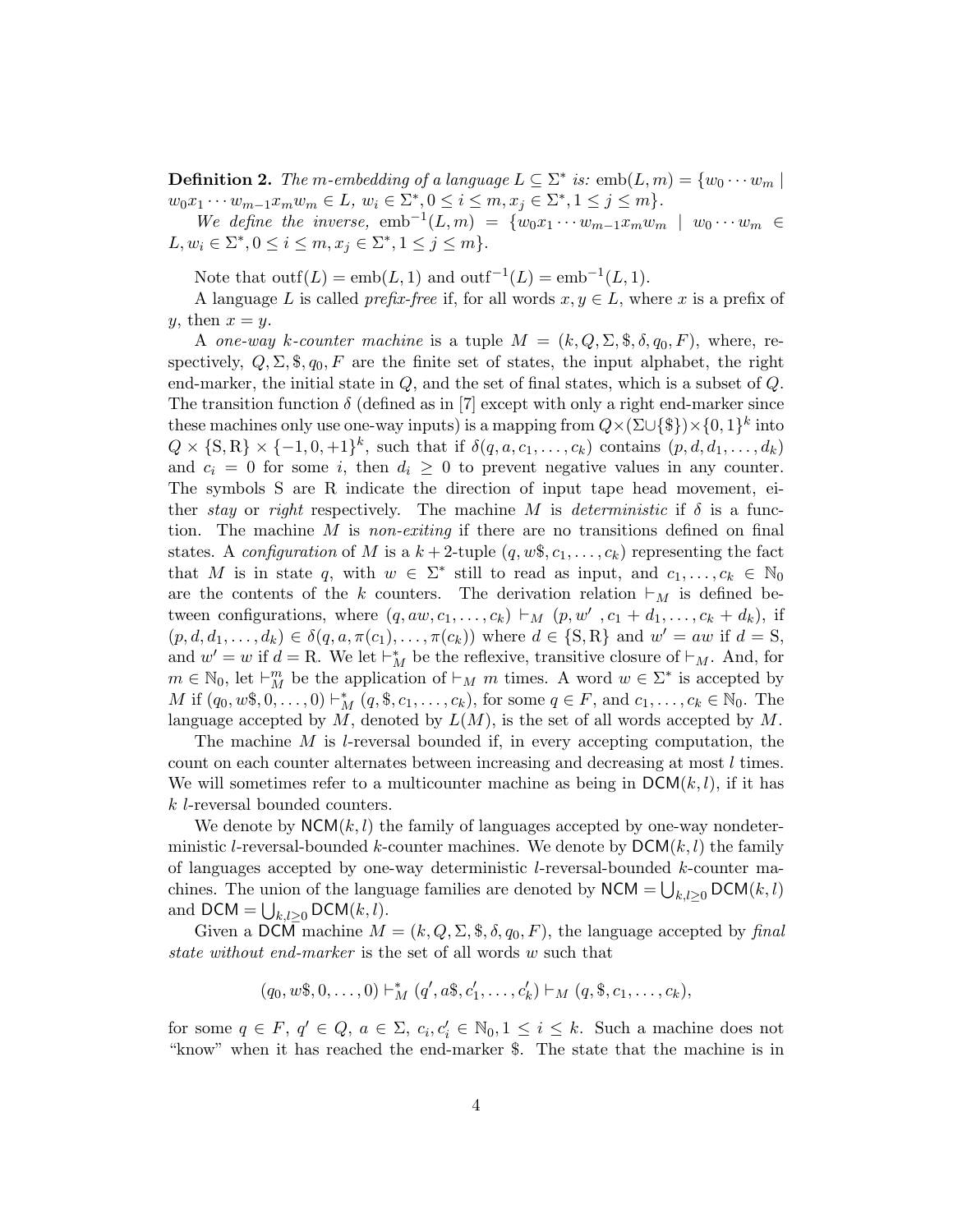**Definition 2.** *The $m$-embedding of a language $L \subseteq \Sigma^*$ is:* $\text{emb}(L, m) = \{w_0 \cdots w_m \mid w_0 x_1 \cdots w_{m-1} x_m w_m \in L,\ w_i \in \Sigma^*, 0 \le i \le m, x_j \in \Sigma^*, 1 \le j \le m\}$.

*We define the inverse,* $\text{emb}^{-1}(L, m) = \{w_0 x_1 \cdots w_{m-1} x_m w_m \mid w_0 \cdots w_m \in L, w_i \in \Sigma^*, 0 \le i \le m, x_j \in \Sigma^*, 1 \le j \le m\}$.

Note that $\text{outf}(L) = \text{emb}(L, 1)$ and $\text{outf}^{-1}(L) = \text{emb}^{-1}(L, 1)$.

A language $L$ is called *prefix-free* if, for all words $x, y \in L$, where $x$ is a prefix of $y$, then $x = y$.

A *one-way $k$-counter machine* is a tuple $M = (k, Q, \Sigma, \$, \delta, q_0, F)$, where, respectively, $Q, \Sigma, \$, q_0, F$ are the finite set of states, the input alphabet, the right end-marker, the initial state in $Q$, and the set of final states, which is a subset of $Q$. The transition function $\delta$ (defined as in [7] except with only a right end-marker since these machines only use one-way inputs) is a mapping from $Q \times (\Sigma \cup \{\$\}) \times \{0, 1\}^k$ into $Q \times \{\text{S}, \text{R}\} \times \{-1, 0, +1\}^k$, such that if $\delta(q, a, c_1, \ldots, c_k)$ contains $(p, d, d_1, \ldots, d_k)$ and $c_i = 0$ for some $i$, then $d_i \ge 0$ to prevent negative values in any counter. The symbols S are R indicate the direction of input tape head movement, either *stay* or *right* respectively. The machine $M$ is *deterministic* if $\delta$ is a function. The machine $M$ is *non-exiting* if there are no transitions defined on final states. A *configuration* of $M$ is a $k+2$-tuple $(q, w\$, c_1, \ldots, c_k)$ representing the fact that $M$ is in state $q$, with $w \in \Sigma^*$ still to read as input, and $c_1, \ldots, c_k \in \mathbb{N}_0$ are the contents of the $k$ counters. The derivation relation $\vdash_M$ is defined between configurations, where $(q, aw, c_1, \ldots, c_k) \vdash_M (p, w', c_1 + d_1, \ldots, c_k + d_k)$, if $(p, d, d_1, \ldots, d_k) \in \delta(q, a, \pi(c_1), \ldots, \pi(c_k))$ where $d \in \{\text{S}, \text{R}\}$ and $w' = aw$ if $d = \text{S}$, and $w' = w$ if $d = \text{R}$. We let $\vdash_M^*$ be the reflexive, transitive closure of $\vdash_M$. And, for $m \in \mathbb{N}_0$, let $\vdash_M^m$ be the application of $\vdash_M$ $m$ times. A word $w \in \Sigma^*$ is accepted by $M$ if $(q_0, w\$, 0, \ldots, 0) \vdash_M^* (q, \$, c_1, \ldots, c_k)$, for some $q \in F$, and $c_1, \ldots, c_k \in \mathbb{N}_0$. The language accepted by $M$, denoted by $L(M)$, is the set of all words accepted by $M$.

The machine $M$ is $l$-reversal bounded if, in every accepting computation, the count on each counter alternates between increasing and decreasing at most $l$ times. We will sometimes refer to a multicounter machine as being in $\mathsf{DCM}(k, l)$, if it has $k$ $l$-reversal bounded counters.

We denote by $\mathsf{NCM}(k, l)$ the family of languages accepted by one-way nondeterministic $l$-reversal-bounded $k$-counter machines. We denote by $\mathsf{DCM}(k, l)$ the family of languages accepted by one-way deterministic $l$-reversal-bounded $k$-counter machines. The union of the language families are denoted by $\mathsf{NCM} = \bigcup_{k,l \ge 0} \mathsf{DCM}(k, l)$ and $\mathsf{DCM} = \bigcup_{k,l \ge 0} \mathsf{DCM}(k, l)$.

Given a $\mathsf{DCM}$ machine $M = (k, Q, \Sigma, \$, \delta, q_0, F)$, the language accepted by *final state without end-marker* is the set of all words $w$ such that

$$(q_0, w\$, 0, \ldots, 0) \vdash_M^* (q', a\$, c_1', \ldots, c_k') \vdash_M (q, \$, c_1, \ldots, c_k),$$

for some $q \in F$, $q' \in Q$, $a \in \Sigma$, $c_i, c_i' \in \mathbb{N}_0, 1 \le i \le k$. Such a machine does not "know" when it has reached the end-marker \$. The state that the machine is in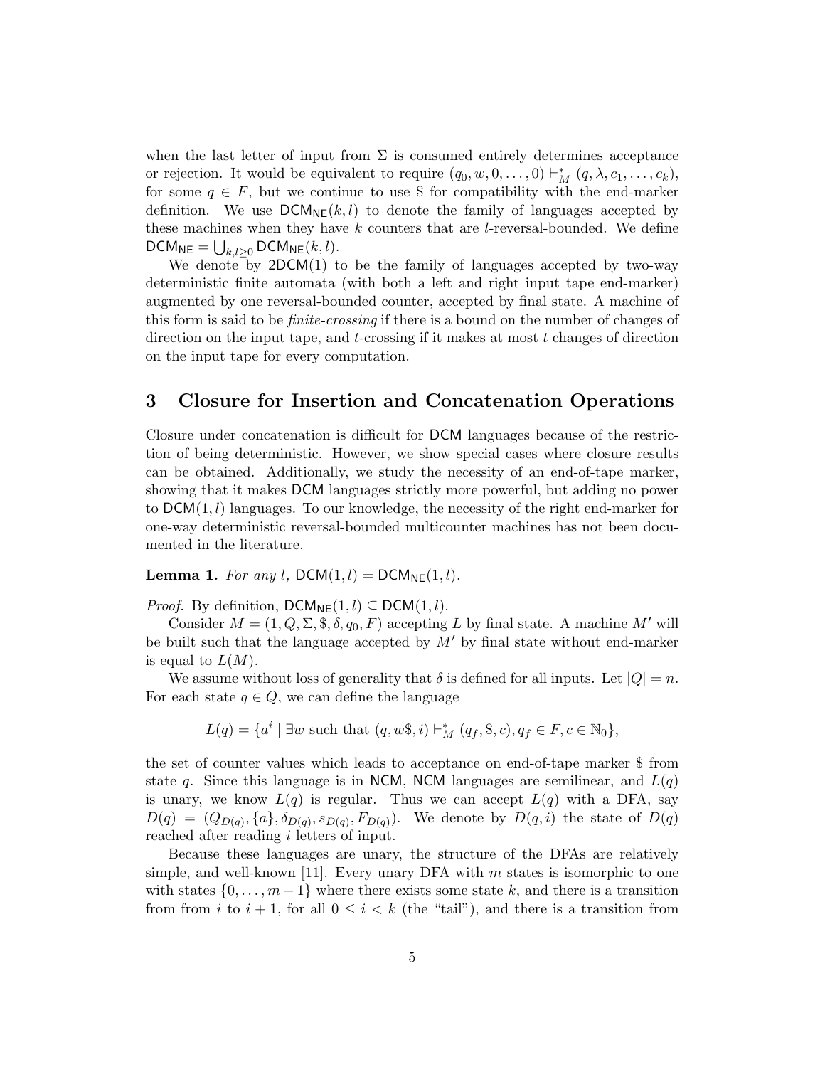when the last letter of input from $\Sigma$ is consumed entirely determines acceptance or rejection. It would be equivalent to require $(q_0, w, 0, \ldots, 0) \vdash_M^* (q, \lambda, c_1, \ldots, c_k)$, for some $q \in F$, but we continue to use \$ for compatibility with the end-marker definition. We use $\mathsf{DCM}_{\mathsf{NE}}(k, l)$ to denote the family of languages accepted by these machines when they have $k$ counters that are $l$-reversal-bounded. We define $\mathsf{DCM}_{\mathsf{NE}} = \bigcup_{k,l \geq 0} \mathsf{DCM}_{\mathsf{NE}}(k, l)$.

We denote by $\mathsf{2DCM}(1)$ to be the family of languages accepted by two-way deterministic finite automata (with both a left and right input tape end-marker) augmented by one reversal-bounded counter, accepted by final state. A machine of this form is said to be *finite-crossing* if there is a bound on the number of changes of direction on the input tape, and $t$-crossing if it makes at most $t$ changes of direction on the input tape for every computation.

## 3 Closure for Insertion and Concatenation Operations

Closure under concatenation is difficult for $\mathsf{DCM}$ languages because of the restriction of being deterministic. However, we show special cases where closure results can be obtained. Additionally, we study the necessity of an end-of-tape marker, showing that it makes $\mathsf{DCM}$ languages strictly more powerful, but adding no power to $\mathsf{DCM}(1, l)$ languages. To our knowledge, the necessity of the right end-marker for one-way deterministic reversal-bounded multicounter machines has not been documented in the literature.

**Lemma 1.** *For any $l$, $\mathsf{DCM}(1, l) = \mathsf{DCM}_{\mathsf{NE}}(1, l)$.*

*Proof.* By definition, $\mathsf{DCM}_{\mathsf{NE}}(1, l) \subseteq \mathsf{DCM}(1, l)$.

Consider $M = (1, Q, \Sigma, \$, \delta, q_0, F)$ accepting $L$ by final state. A machine $M'$ will be built such that the language accepted by $M'$ by final state without end-marker is equal to $L(M)$.

We assume without loss of generality that $\delta$ is defined for all inputs. Let $|Q| = n$. For each state $q \in Q$, we can define the language

$$L(q) = \{a^i \mid \exists w \text{ such that } (q, w\$, i) \vdash_M^* (q_f, \$, c), q_f \in F, c \in \mathbb{N}_0\},$$

the set of counter values which leads to acceptance on end-of-tape marker \$ from state $q$. Since this language is in $\mathsf{NCM}$, $\mathsf{NCM}$ languages are semilinear, and $L(q)$ is unary, we know $L(q)$ is regular. Thus we can accept $L(q)$ with a DFA, say $D(q) = (Q_{D(q)}, \{a\}, \delta_{D(q)}, s_{D(q)}, F_{D(q)})$. We denote by $D(q, i)$ the state of $D(q)$ reached after reading $i$ letters of input.

Because these languages are unary, the structure of the DFAs are relatively simple, and well-known [11]. Every unary DFA with $m$ states is isomorphic to one with states $\{0, \ldots, m-1\}$ where there exists some state $k$, and there is a transition from from $i$ to $i+1$, for all $0 \leq i < k$ (the "tail"), and there is a transition from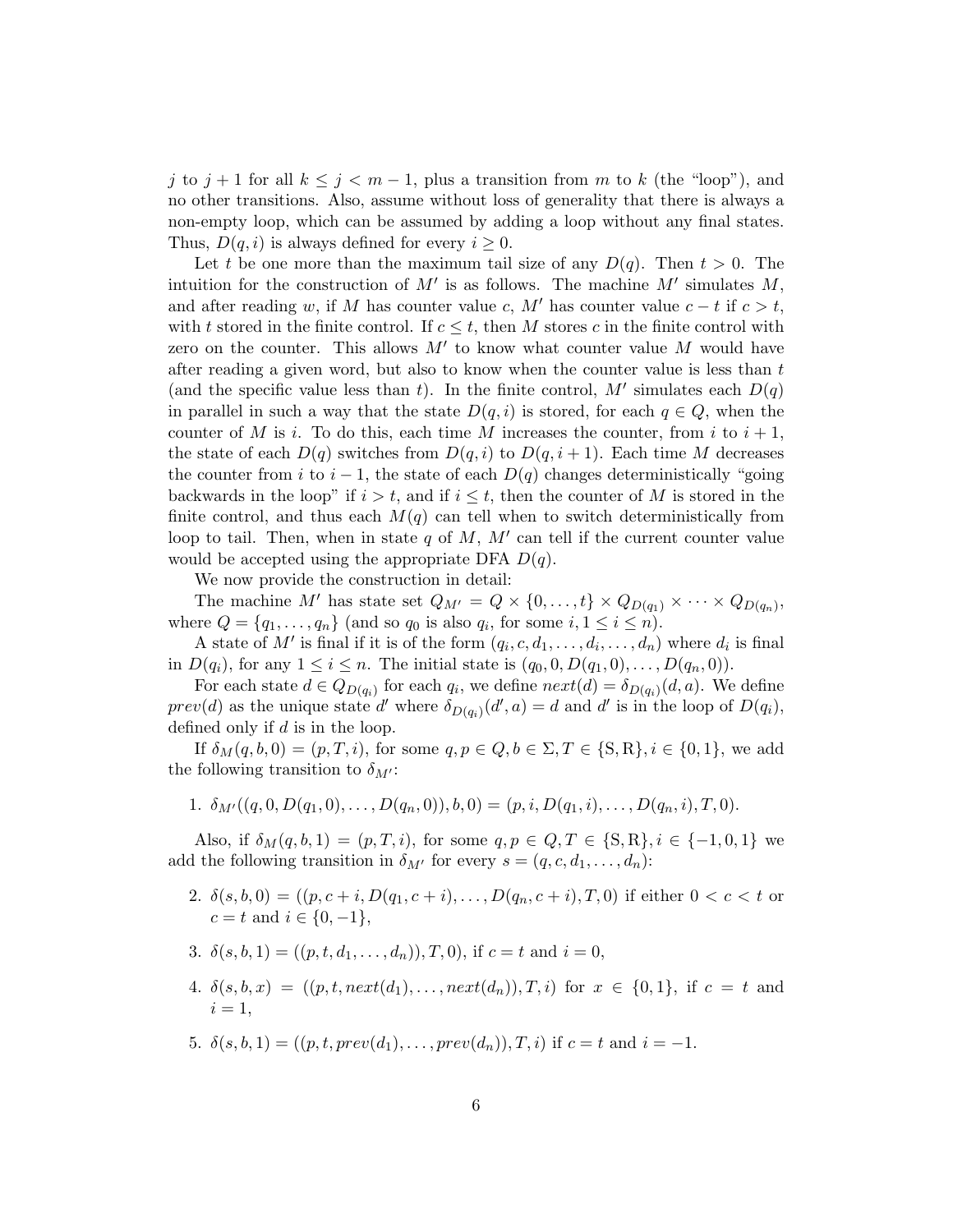$j$ to $j+1$ for all $k \leq j < m-1$, plus a transition from $m$ to $k$ (the "loop"), and no other transitions. Also, assume without loss of generality that there is always a non-empty loop, which can be assumed by adding a loop without any final states. Thus, $D(q,i)$ is always defined for every $i \geq 0$.

Let $t$ be one more than the maximum tail size of any $D(q)$. Then $t > 0$. The intuition for the construction of $M'$ is as follows. The machine $M'$ simulates $M$, and after reading $w$, if $M$ has counter value $c$, $M'$ has counter value $c - t$ if $c > t$, with $t$ stored in the finite control. If $c \leq t$, then $M$ stores $c$ in the finite control with zero on the counter. This allows $M'$ to know what counter value $M$ would have after reading a given word, but also to know when the counter value is less than $t$ (and the specific value less than $t$). In the finite control, $M'$ simulates each $D(q)$ in parallel in such a way that the state $D(q,i)$ is stored, for each $q \in Q$, when the counter of $M$ is $i$. To do this, each time $M$ increases the counter, from $i$ to $i+1$, the state of each $D(q)$ switches from $D(q,i)$ to $D(q,i+1)$. Each time $M$ decreases the counter from $i$ to $i-1$, the state of each $D(q)$ changes deterministically "going backwards in the loop" if $i > t$, and if $i \leq t$, then the counter of $M$ is stored in the finite control, and thus each $M(q)$ can tell when to switch deterministically from loop to tail. Then, when in state $q$ of $M$, $M'$ can tell if the current counter value would be accepted using the appropriate DFA $D(q)$.

We now provide the construction in detail:

The machine $M'$ has state set $Q_{M'} = Q \times \{0, \dots, t\} \times Q_{D(q_1)} \times \dots \times Q_{D(q_n)}$, where $Q = \{q_1, \dots, q_n\}$ (and so $q_0$ is also $q_i$, for some $i, 1 \leq i \leq n$).

A state of $M'$ is final if it is of the form $(q_i, c, d_1, \dots, d_i, \dots, d_n)$ where $d_i$ is final in $D(q_i)$, for any $1 \leq i \leq n$. The initial state is $(q_0, 0, D(q_1, 0), \dots, D(q_n, 0))$.

For each state $d \in Q_{D(q_i)}$ for each $q_i$, we define $next(d) = \delta_{D(q_i)}(d, a)$. We define $prev(d)$ as the unique state $d'$ where $\delta_{D(q_i)}(d', a) = d$ and $d'$ is in the loop of $D(q_i)$, defined only if $d$ is in the loop.

If $\delta_M(q, b, 0) = (p, T, i)$, for some $q, p \in Q, b \in \Sigma, T \in \{\mathrm{S}, \mathrm{R}\}, i \in \{0, 1\}$, we add the following transition to $\delta_{M'}$:

1. $\delta_{M'}((q, 0, D(q_1, 0), \dots, D(q_n, 0)), b, 0) = (p, i, D(q_1, i), \dots, D(q_n, i), T, 0)$.

Also, if $\delta_M(q, b, 1) = (p, T, i)$, for some $q, p \in Q, T \in \{\mathrm{S}, \mathrm{R}\}, i \in \{-1, 0, 1\}$ we add the following transition in $\delta_{M'}$ for every $s = (q, c, d_1, \dots, d_n)$:

2. $\delta(s, b, 0) = ((p, c+i, D(q_1, c+i), \dots, D(q_n, c+i), T, 0)$ if either $0 < c < t$ or $c = t$ and $i \in \{0, -1\}$,

3. $\delta(s, b, 1) = ((p, t, d_1, \dots, d_n)), T, 0)$, if $c = t$ and $i = 0$,

4. $\delta(s, b, x) = ((p, t, next(d_1), \dots, next(d_n)), T, i)$ for $x \in \{0, 1\}$, if $c = t$ and $i = 1$,

5. $\delta(s, b, 1) = ((p, t, prev(d_1), \dots, prev(d_n)), T, i)$ if $c = t$ and $i = -1$.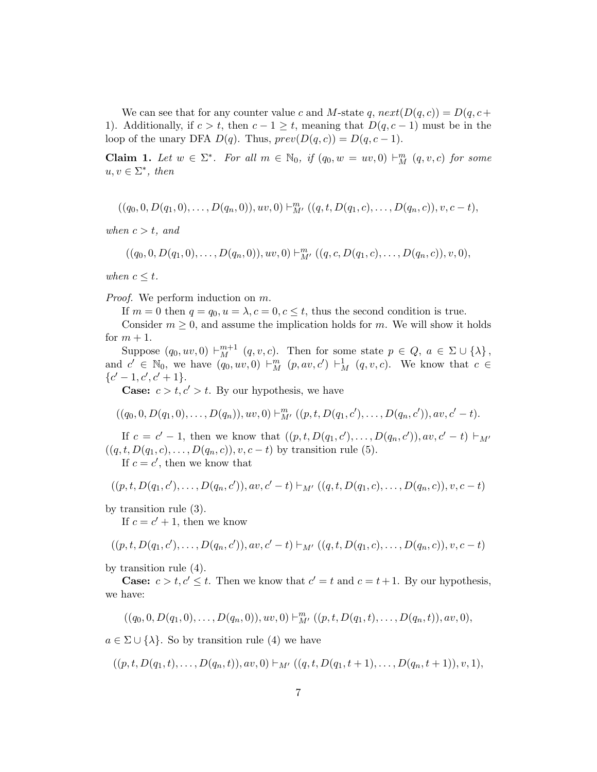We can see that for any counter value $c$ and $M$-state $q$, $next(D(q, c)) = D(q, c + 1)$. Additionally, if $c > t$, then $c - 1 \geq t$, meaning that $D(q, c - 1)$ must be in the loop of the unary DFA $D(q)$. Thus, $prev(D(q, c)) = D(q, c - 1)$.

**Claim 1.** *Let $w \in \Sigma^*$. For all $m \in \mathbb{N}_0$, if $(q_0, w = uv, 0) \vdash_M^m (q, v, c)$ for some $u, v \in \Sigma^*$, then*

$$((q_0, 0, D(q_1, 0), \ldots, D(q_n, 0)), uv, 0) \vdash_{M'}^m ((q, t, D(q_1, c), \ldots, D(q_n, c)), v, c - t),$$

*when $c > t$, and*

$$((q_0, 0, D(q_1, 0), \ldots, D(q_n, 0)), uv, 0) \vdash_{M'}^m ((q, c, D(q_1, c), \ldots, D(q_n, c)), v, 0),$$

*when $c \leq t$.*

*Proof.* We perform induction on $m$.

If $m = 0$ then $q = q_0, u = \lambda, c = 0, c \leq t$, thus the second condition is true.

Consider $m \geq 0$, and assume the implication holds for $m$. We will show it holds for $m + 1$.

Suppose $(q_0, uv, 0) \vdash_M^{m+1} (q, v, c)$. Then for some state $p \in Q$, $a \in \Sigma \cup \{\lambda\}$, and $c' \in \mathbb{N}_0$, we have $(q_0, uv, 0) \vdash_M^m (p, av, c') \vdash_M^1 (q, v, c)$. We know that $c \in \{c' - 1, c', c' + 1\}$.

**Case:** $c > t, c' > t$. By our hypothesis, we have

$$((q_0, 0, D(q_1, 0), \ldots, D(q_n)), uv, 0) \vdash_{M'}^m ((p, t, D(q_1, c'), \ldots, D(q_n, c')), av, c' - t).$$

If $c = c' - 1$, then we know that $((p, t, D(q_1, c'), \ldots, D(q_n, c')), av, c' - t) \vdash_{M'} ((q, t, D(q_1, c), \ldots, D(q_n, c)), v, c - t)$ by transition rule (5).

If $c = c'$, then we know that

$$((p, t, D(q_1, c'), \ldots, D(q_n, c')), av, c' - t) \vdash_{M'} ((q, t, D(q_1, c), \ldots, D(q_n, c)), v, c - t)$$

by transition rule (3).

If $c = c' + 1$, then we know

$$((p, t, D(q_1, c'), \ldots, D(q_n, c')), av, c' - t) \vdash_{M'} ((q, t, D(q_1, c), \ldots, D(q_n, c)), v, c - t)$$

by transition rule (4).

**Case:** $c > t, c' \leq t$. Then we know that $c' = t$ and $c = t + 1$. By our hypothesis, we have:

$$((q_0, 0, D(q_1, 0), \ldots, D(q_n, 0)), uv, 0) \vdash_{M'}^m ((p, t, D(q_1, t), \ldots, D(q_n, t)), av, 0),$$

$a \in \Sigma \cup \{\lambda\}$. So by transition rule (4) we have

$$((p, t, D(q_1, t), \ldots, D(q_n, t)), av, 0) \vdash_{M'} ((q, t, D(q_1, t + 1), \ldots, D(q_n, t + 1)), v, 1),$$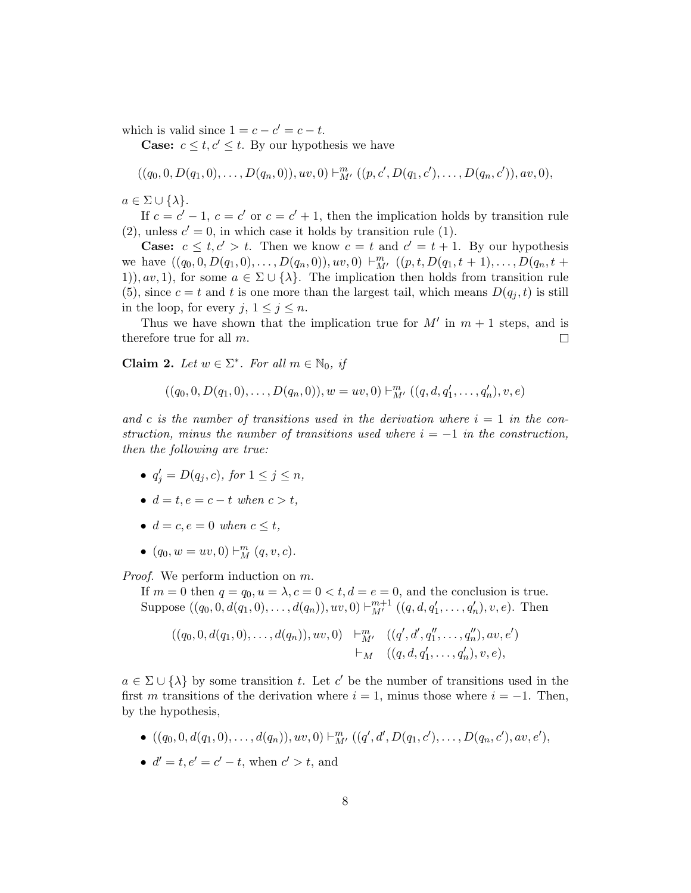which is valid since $1 = c - c' = c - t$.

**Case:** $c \leq t, c' \leq t$. By our hypothesis we have

$$((q_0, 0, D(q_1, 0), \ldots, D(q_n, 0)), uv, 0) \vdash_{M'}^{m} ((p, c', D(q_1, c'), \ldots, D(q_n, c')), av, 0),$$

$a \in \Sigma \cup \{\lambda\}$.

If $c = c' - 1$, $c = c'$ or $c = c' + 1$, then the implication holds by transition rule (2), unless $c' = 0$, in which case it holds by transition rule (1).

**Case:** $c \leq t, c' > t$. Then we know $c = t$ and $c' = t + 1$. By our hypothesis we have $((q_0, 0, D(q_1, 0), \ldots, D(q_n, 0)), uv, 0) \vdash_{M'}^{m} ((p, t, D(q_1, t+1), \ldots, D(q_n, t+1)), av, 1)$, for some $a \in \Sigma \cup \{\lambda\}$. The implication then holds from transition rule (5), since $c = t$ and $t$ is one more than the largest tail, which means $D(q_j, t)$ is still in the loop, for every $j$, $1 \leq j \leq n$.

Thus we have shown that the implication true for $M'$ in $m + 1$ steps, and is therefore true for all $m$. □

**Claim 2.** *Let $w \in \Sigma^*$. For all $m \in \mathbb{N}_0$, if*

$$((q_0, 0, D(q_1, 0), \ldots, D(q_n, 0)), w = uv, 0) \vdash_{M'}^{m} ((q, d, q'_1, \ldots, q'_n), v, e)$$

*and $c$ is the number of transitions used in the derivation where $i = 1$ in the construction, minus the number of transitions used where $i = -1$ in the construction, then the following are true:*

- *$q'_j = D(q_j, c)$, for $1 \leq j \leq n$,*
- *$d = t, e = c - t$ when $c > t$,*
- *$d = c, e = 0$ when $c \leq t$,*
- *$(q_0, w = uv, 0) \vdash_{M}^{m} (q, v, c)$.*

*Proof.* We perform induction on $m$.

If $m = 0$ then $q = q_0, u = \lambda, c = 0 < t, d = e = 0$, and the conclusion is true.

Suppose $((q_0, 0, d(q_1, 0), \ldots, d(q_n)), uv, 0) \vdash_{M'}^{m+1} ((q, d, q'_1, \ldots, q'_n), v, e)$. Then

$$\begin{aligned} ((q_0, 0, d(q_1, 0), \ldots, d(q_n)), uv, 0) &\vdash_{M'}^{m} ((q', d', q''_1, \ldots, q''_n), av, e') \\ &\vdash_{M} ((q, d, q'_1, \ldots, q'_n), v, e), \end{aligned}$$

$a \in \Sigma \cup \{\lambda\}$ by some transition $t$. Let $c'$ be the number of transitions used in the first $m$ transitions of the derivation where $i = 1$, minus those where $i = -1$. Then, by the hypothesis,

- $((q_0, 0, d(q_1, 0), \ldots, d(q_n)), uv, 0) \vdash_{M'}^{m} ((q', d', D(q_1, c'), \ldots, D(q_n, c'), av, e')$,
- $d' = t, e' = c' - t$, when $c' > t$, and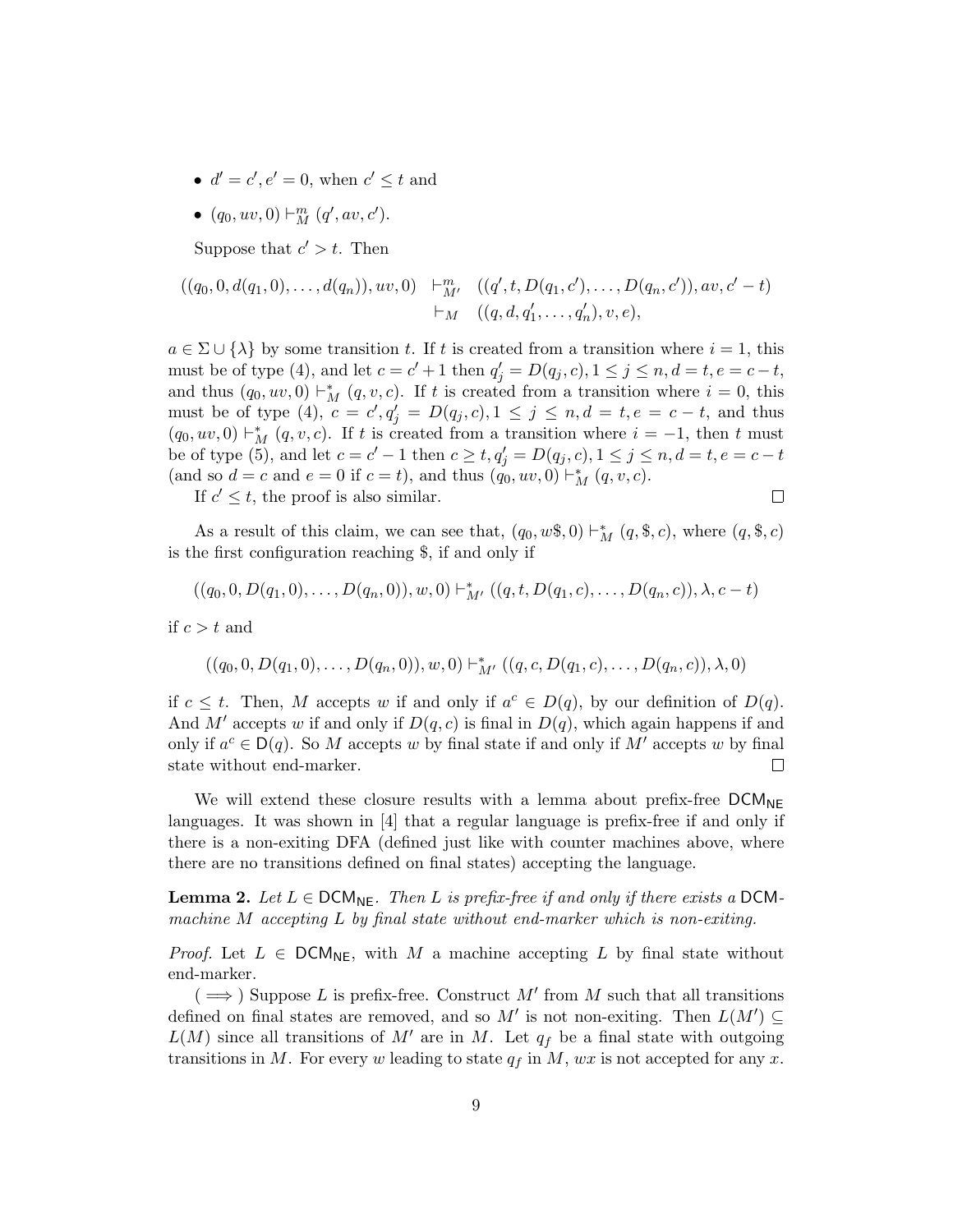- $d' = c', e' = 0$, when $c' \leq t$ and
- $(q_0, uv, 0) \vdash_M^m (q', av, c')$.

Suppose that $c' > t$. Then

$$
\begin{aligned}
((q_0, 0, d(q_1, 0), \ldots, d(q_n)), uv, 0) &\vdash_{M'}^m ((q', t, D(q_1, c'), \ldots, D(q_n, c')), av, c' - t) \\
&\vdash_M ((q, d, q_1', \ldots, q_n'), v, e),
\end{aligned}
$$

$a \in \Sigma \cup \{\lambda\}$ by some transition $t$. If $t$ is created from a transition where $i = 1$, this must be of type (4), and let $c = c' + 1$ then $q_j' = D(q_j, c), 1 \leq j \leq n, d = t, e = c - t$, and thus $(q_0, uv, 0) \vdash_M^* (q, v, c)$. If $t$ is created from a transition where $i = 0$, this must be of type (4), $c = c', q_j' = D(q_j, c), 1 \leq j \leq n, d = t, e = c - t$, and thus $(q_0, uv, 0) \vdash_M^* (q, v, c)$. If $t$ is created from a transition where $i = -1$, then $t$ must be of type (5), and let $c = c' - 1$ then $c \geq t, q_j' = D(q_j, c), 1 \leq j \leq n, d = t, e = c - t$ (and so $d = c$ and $e = 0$ if $c = t$), and thus $(q_0, uv, 0) \vdash_M^* (q, v, c)$.

If $c' \leq t$, the proof is also similar. $\square$

As a result of this claim, we can see that, $(q_0, w\$, 0) \vdash_M^* (q, \$, c)$, where $(q, \$, c)$ is the first configuration reaching \$, if and only if

$$((q_0, 0, D(q_1, 0), \ldots, D(q_n, 0)), w, 0) \vdash_{M'}^* ((q, t, D(q_1, c), \ldots, D(q_n, c)), \lambda, c - t)$$

if $c > t$ and

$$((q_0, 0, D(q_1, 0), \ldots, D(q_n, 0)), w, 0) \vdash_{M'}^* ((q, c, D(q_1, c), \ldots, D(q_n, c)), \lambda, 0)$$

if $c \leq t$. Then, $M$ accepts $w$ if and only if $a^c \in D(q)$, by our definition of $D(q)$. And $M'$ accepts $w$ if and only if $D(q, c)$ is final in $D(q)$, which again happens if and only if $a^c \in \mathsf{D}(q)$. So $M$ accepts $w$ by final state if and only if $M'$ accepts $w$ by final state without end-marker. $\square$

We will extend these closure results with a lemma about prefix-free $\mathsf{DCM}_{\mathsf{NE}}$ languages. It was shown in [4] that a regular language is prefix-free if and only if there is a non-exiting DFA (defined just like with counter machines above, where there are no transitions defined on final states) accepting the language.

**Lemma 2.** *Let $L \in \mathsf{DCM}_{\mathsf{NE}}$. Then $L$ is prefix-free if and only if there exists a* $\mathsf{DCM}$*-machine $M$ accepting $L$ by final state without end-marker which is non-exiting.*

*Proof.* Let $L \in \mathsf{DCM}_{\mathsf{NE}}$, with $M$ a machine accepting $L$ by final state without end-marker.

($\implies$) Suppose $L$ is prefix-free. Construct $M'$ from $M$ such that all transitions defined on final states are removed, and so $M'$ is not non-exiting. Then $L(M') \subseteq L(M)$ since all transitions of $M'$ are in $M$. Let $q_f$ be a final state with outgoing transitions in $M$. For every $w$ leading to state $q_f$ in $M$, $wx$ is not accepted for any $x$.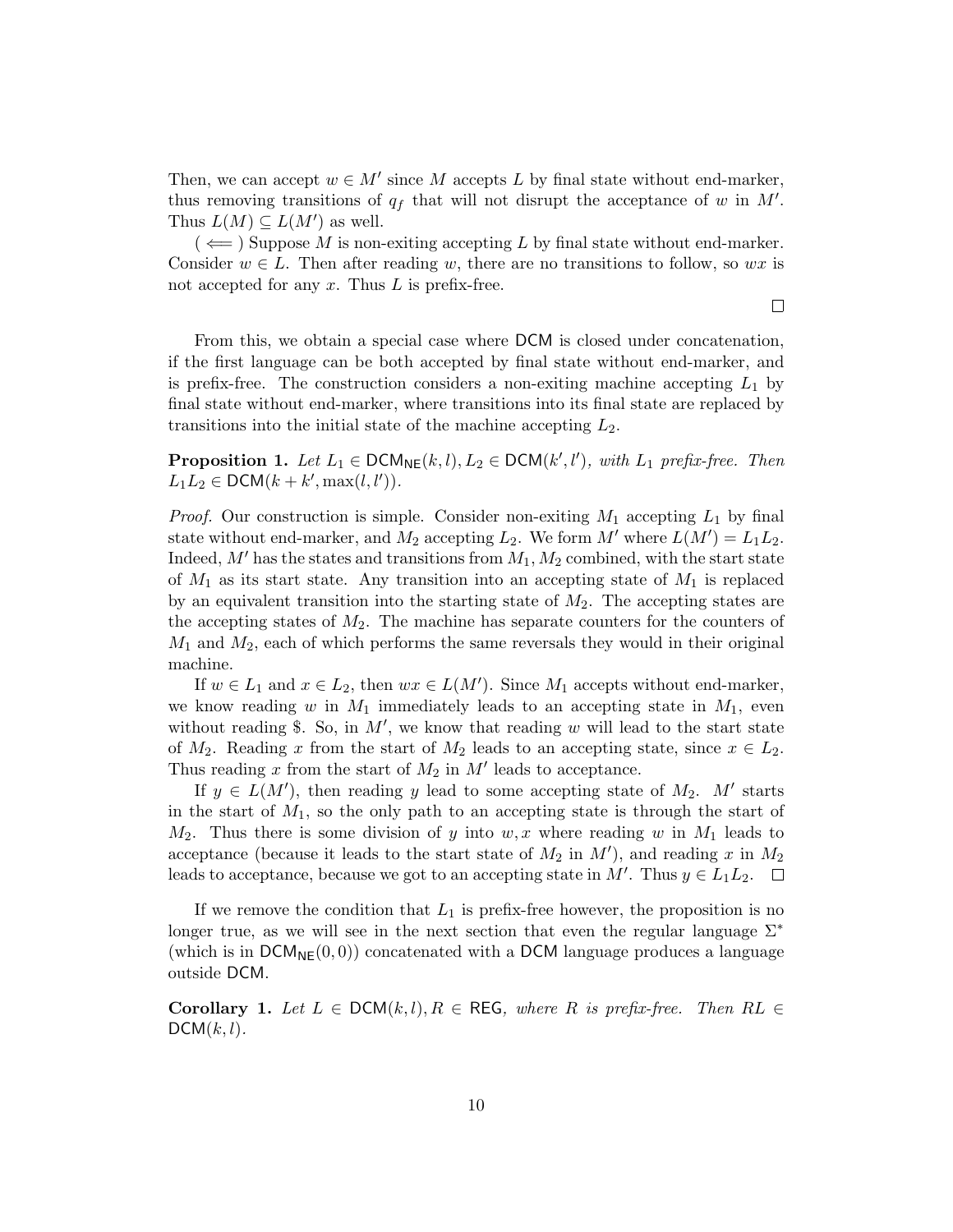Then, we can accept $w \in M'$ since $M$ accepts $L$ by final state without end-marker, thus removing transitions of $q_f$ that will not disrupt the acceptance of $w$ in $M'$. Thus $L(M) \subseteq L(M')$ as well.

( $\Longleftarrow$ ) Suppose $M$ is non-exiting accepting $L$ by final state without end-marker. Consider $w \in L$. Then after reading $w$, there are no transitions to follow, so $wx$ is not accepted for any $x$. Thus $L$ is prefix-free.

$\square$

From this, we obtain a special case where $\mathsf{DCM}$ is closed under concatenation, if the first language can be both accepted by final state without end-marker, and is prefix-free. The construction considers a non-exiting machine accepting $L_1$ by final state without end-marker, where transitions into its final state are replaced by transitions into the initial state of the machine accepting $L_2$.

**Proposition 1.** *Let $L_1 \in \mathsf{DCM}_{\mathsf{NE}}(k,l), L_2 \in \mathsf{DCM}(k',l')$, with $L_1$ prefix-free. Then $L_1 L_2 \in \mathsf{DCM}(k+k', \max(l,l'))$.*

*Proof.* Our construction is simple. Consider non-exiting $M_1$ accepting $L_1$ by final state without end-marker, and $M_2$ accepting $L_2$. We form $M'$ where $L(M') = L_1 L_2$. Indeed, $M'$ has the states and transitions from $M_1, M_2$ combined, with the start state of $M_1$ as its start state. Any transition into an accepting state of $M_1$ is replaced by an equivalent transition into the starting state of $M_2$. The accepting states are the accepting states of $M_2$. The machine has separate counters for the counters of $M_1$ and $M_2$, each of which performs the same reversals they would in their original machine.

If $w \in L_1$ and $x \in L_2$, then $wx \in L(M')$. Since $M_1$ accepts without end-marker, we know reading $w$ in $M_1$ immediately leads to an accepting state in $M_1$, even without reading \$. So, in $M'$, we know that reading $w$ will lead to the start state of $M_2$. Reading $x$ from the start of $M_2$ leads to an accepting state, since $x \in L_2$. Thus reading $x$ from the start of $M_2$ in $M'$ leads to acceptance.

If $y \in L(M')$, then reading $y$ lead to some accepting state of $M_2$. $M'$ starts in the start of $M_1$, so the only path to an accepting state is through the start of $M_2$. Thus there is some division of $y$ into $w, x$ where reading $w$ in $M_1$ leads to acceptance (because it leads to the start state of $M_2$ in $M'$), and reading $x$ in $M_2$ leads to acceptance, because we got to an accepting state in $M'$. Thus $y \in L_1 L_2$. $\square$

If we remove the condition that $L_1$ is prefix-free however, the proposition is no longer true, as we will see in the next section that even the regular language $\Sigma^*$ (which is in $\mathsf{DCM}_{\mathsf{NE}}(0,0)$) concatenated with a $\mathsf{DCM}$ language produces a language outside $\mathsf{DCM}$.

**Corollary 1.** *Let $L \in \mathsf{DCM}(k,l), R \in \mathsf{REG}$, where $R$ is prefix-free. Then $RL \in \mathsf{DCM}(k,l)$.*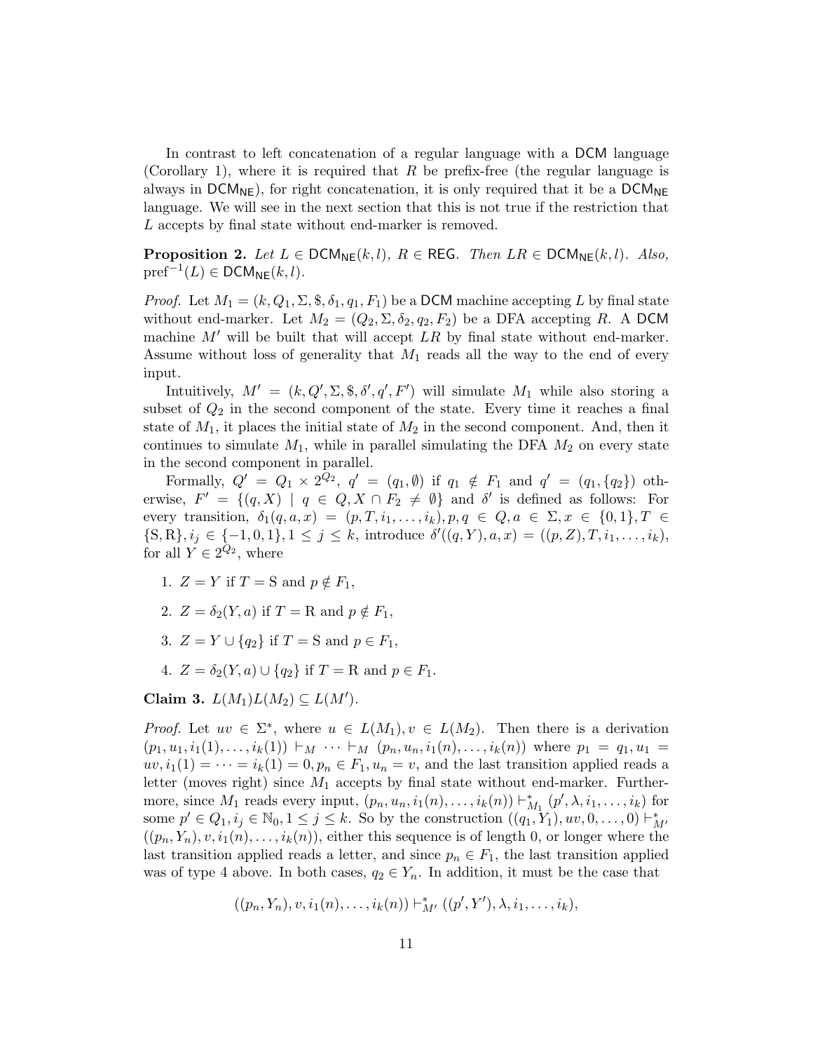In contrast to left concatenation of a regular language with a DCM language (Corollary 1), where it is required that $R$ be prefix-free (the regular language is always in $\mathsf{DCM}_{\mathsf{NE}}$), for right concatenation, it is only required that it be a $\mathsf{DCM}_{\mathsf{NE}}$ language. We will see in the next section that this is not true if the restriction that $L$ accepts by final state without end-marker is removed.

**Proposition 2.** *Let $L \in \mathsf{DCM}_{\mathsf{NE}}(k,l)$, $R \in \mathsf{REG}$. Then $LR \in \mathsf{DCM}_{\mathsf{NE}}(k,l)$. Also, $\text{pref}^{-1}(L) \in \mathsf{DCM}_{\mathsf{NE}}(k,l)$.*

*Proof.* Let $M_1 = (k, Q_1, \Sigma, \$, \delta_1, q_1, F_1)$ be a DCM machine accepting $L$ by final state without end-marker. Let $M_2 = (Q_2, \Sigma, \delta_2, q_2, F_2)$ be a DFA accepting $R$. A DCM machine $M'$ will be built that will accept $LR$ by final state without end-marker. Assume without loss of generality that $M_1$ reads all the way to the end of every input.

Intuitively, $M' = (k, Q', \Sigma, \$, \delta', q', F')$ will simulate $M_1$ while also storing a subset of $Q_2$ in the second component of the state. Every time it reaches a final state of $M_1$, it places the initial state of $M_2$ in the second component. And, then it continues to simulate $M_1$, while in parallel simulating the DFA $M_2$ on every state in the second component in parallel.

Formally, $Q' = Q_1 \times 2^{Q_2}$, $q' = (q_1, \emptyset)$ if $q_1 \notin F_1$ and $q' = (q_1, \{q_2\})$ otherwise, $F' = \{(q, X) \mid q \in Q, X \cap F_2 \neq \emptyset\}$ and $\delta'$ is defined as follows: For every transition, $\delta_1(q, a, x) = (p, T, i_1, \ldots, i_k), p, q \in Q, a \in \Sigma, x \in \{0,1\}, T \in \{\mathrm{S}, \mathrm{R}\}, i_j \in \{-1, 0, 1\}, 1 \leq j \leq k$, introduce $\delta'((q, Y), a, x) = ((p, Z), T, i_1, \ldots, i_k)$, for all $Y \in 2^{Q_2}$, where

1. $Z = Y$ if $T = \mathrm{S}$ and $p \notin F_1$,
2. $Z = \delta_2(Y, a)$ if $T = \mathrm{R}$ and $p \notin F_1$,
3. $Z = Y \cup \{q_2\}$ if $T = \mathrm{S}$ and $p \in F_1$,
4. $Z = \delta_2(Y, a) \cup \{q_2\}$ if $T = \mathrm{R}$ and $p \in F_1$.

**Claim 3.** $L(M_1)L(M_2) \subseteq L(M')$.

*Proof.* Let $uv \in \Sigma^*$, where $u \in L(M_1), v \in L(M_2)$. Then there is a derivation $(p_1, u_1, i_1(1), \ldots, i_k(1)) \vdash_M \cdots \vdash_M (p_n, u_n, i_1(n), \ldots, i_k(n))$ where $p_1 = q_1, u_1 = uv, i_1(1) = \cdots = i_k(1) = 0, p_n \in F_1, u_n = v$, and the last transition applied reads a letter (moves right) since $M_1$ accepts by final state without end-marker. Furthermore, since $M_1$ reads every input, $(p_n, u_n, i_1(n), \ldots, i_k(n)) \vdash_{M_1}^* (p', \lambda, i_1, \ldots, i_k)$ for some $p' \in Q_1, i_j \in \mathbb{N}_0, 1 \leq j \leq k$. So by the construction $((q_1, Y_1), uv, 0, \ldots, 0) \vdash_{M'}^* ((p_n, Y_n), v, i_1(n), \ldots, i_k(n))$, either this sequence is of length 0, or longer where the last transition applied reads a letter, and since $p_n \in F_1$, the last transition applied was of type 4 above. In both cases, $q_2 \in Y_n$. In addition, it must be the case that

$$((p_n, Y_n), v, i_1(n), \ldots, i_k(n)) \vdash_{M'}^* ((p', Y'), \lambda, i_1, \ldots, i_k),$$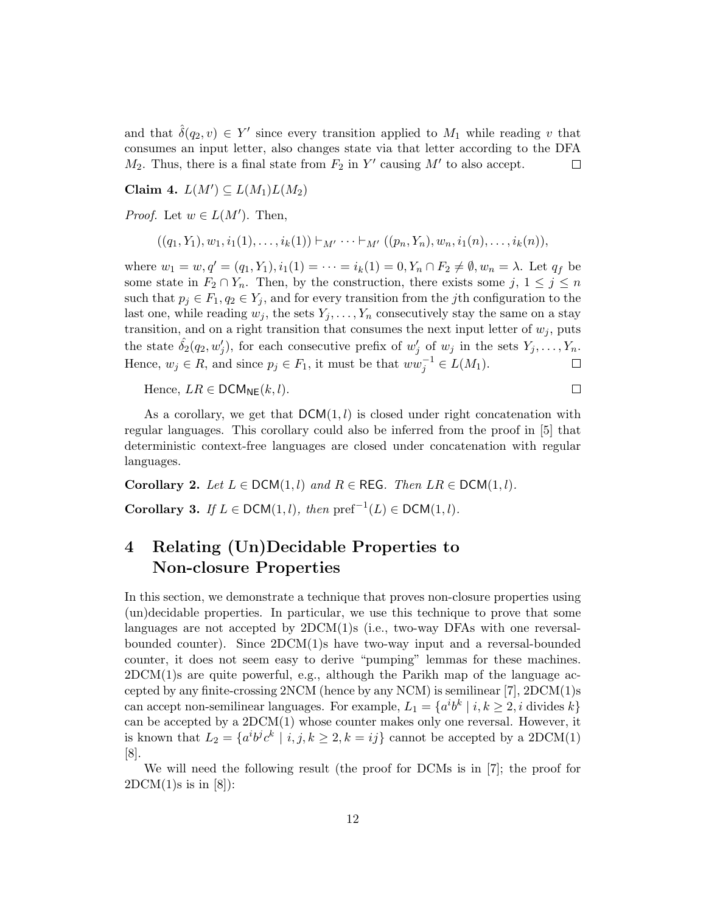and that $\hat{\delta}(q_2, v) \in Y'$ since every transition applied to $M_1$ while reading $v$ that consumes an input letter, also changes state via that letter according to the DFA $M_2$. Thus, there is a final state from $F_2$ in $Y'$ causing $M'$ to also accept. $\square$

**Claim 4.** $L(M') \subseteq L(M_1)L(M_2)$

*Proof.* Let $w \in L(M')$. Then,

$$((q_1, Y_1), w_1, i_1(1), \ldots, i_k(1)) \vdash_{M'} \cdots \vdash_{M'} ((p_n, Y_n), w_n, i_1(n), \ldots, i_k(n)),$$

where $w_1 = w, q' = (q_1, Y_1), i_1(1) = \cdots = i_k(1) = 0, Y_n \cap F_2 \neq \emptyset, w_n = \lambda$. Let $q_f$ be some state in $F_2 \cap Y_n$. Then, by the construction, there exists some $j$, $1 \leq j \leq n$ such that $p_j \in F_1, q_2 \in Y_j$, and for every transition from the $j$th configuration to the last one, while reading $w_j$, the sets $Y_j, \ldots, Y_n$ consecutively stay the same on a stay transition, and on a right transition that consumes the next input letter of $w_j$, puts the state $\hat{\delta_2}(q_2, w_j')$, for each consecutive prefix of $w_j'$ of $w_j$ in the sets $Y_j, \ldots, Y_n$. Hence, $w_j \in R$, and since $p_j \in F_1$, it must be that $ww_j^{-1} \in L(M_1)$. $\square$

Hence, $LR \in \mathsf{DCM}_{\mathsf{NE}}(k, l)$. $\square$

As a corollary, we get that $\mathsf{DCM}(1, l)$ is closed under right concatenation with regular languages. This corollary could also be inferred from the proof in [5] that deterministic context-free languages are closed under concatenation with regular languages.

**Corollary 2.** *Let $L \in \mathsf{DCM}(1, l)$ and $R \in \mathsf{REG}$. Then $LR \in \mathsf{DCM}(1, l)$.*

**Corollary 3.** *If $L \in \mathsf{DCM}(1, l)$, then $\mathrm{pref}^{-1}(L) \in \mathsf{DCM}(1, l)$.*

# 4 Relating (Un)Decidable Properties to Non-closure Properties

In this section, we demonstrate a technique that proves non-closure properties using (un)decidable properties. In particular, we use this technique to prove that some languages are not accepted by 2DCM(1)s (i.e., two-way DFAs with one reversal-bounded counter). Since 2DCM(1)s have two-way input and a reversal-bounded counter, it does not seem easy to derive "pumping" lemmas for these machines. 2DCM(1)s are quite powerful, e.g., although the Parikh map of the language accepted by any finite-crossing 2NCM (hence by any NCM) is semilinear [7], 2DCM(1)s can accept non-semilinear languages. For example, $L_1 = \{a^i b^k \mid i, k \geq 2, i \text{ divides } k\}$ can be accepted by a 2DCM(1) whose counter makes only one reversal. However, it is known that $L_2 = \{a^i b^j c^k \mid i, j, k \geq 2, k = ij\}$ cannot be accepted by a 2DCM(1) [8].

We will need the following result (the proof for DCMs is in [7]; the proof for 2DCM(1)s is in [8]):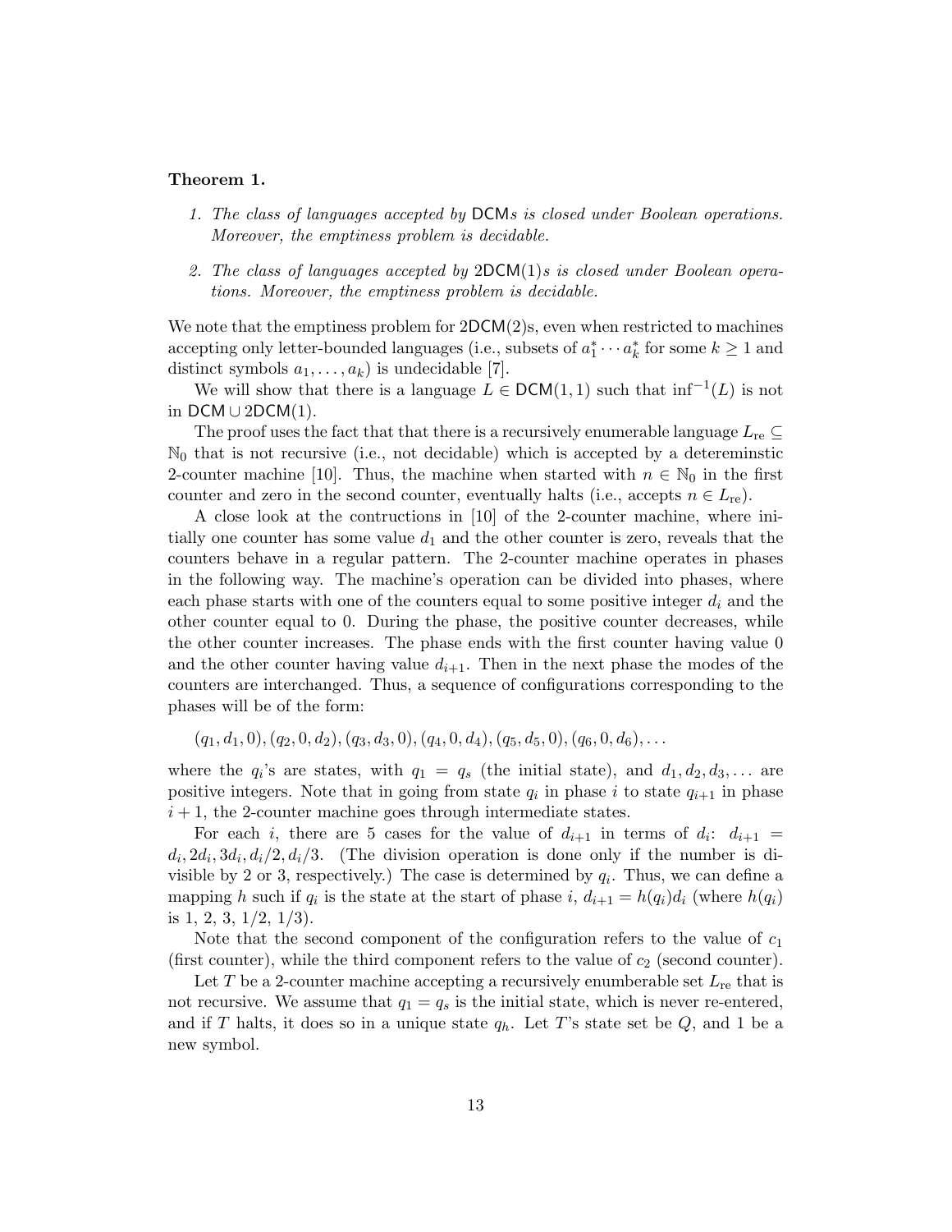**Theorem 1.**

1. *The class of languages accepted by* DCM*s is closed under Boolean operations. Moreover, the emptiness problem is decidable.*
2. *The class of languages accepted by* 2DCM(1)*s is closed under Boolean operations. Moreover, the emptiness problem is decidable.*

We note that the emptiness problem for 2DCM(2)s, even when restricted to machines accepting only letter-bounded languages (i.e., subsets of $a_1^* \cdots a_k^*$ for some $k \geq 1$ and distinct symbols $a_1, \ldots, a_k$) is undecidable [7].

We will show that there is a language $L \in \mathsf{DCM}(1,1)$ such that $\inf^{-1}(L)$ is not in $\mathsf{DCM} \cup \mathsf{2DCM}(1)$.

The proof uses the fact that that there is a recursively enumerable language $L_{\rm re} \subseteq \mathbb{N}_0$ that is not recursive (i.e., not decidable) which is accepted by a detereminstic 2-counter machine [10]. Thus, the machine when started with $n \in \mathbb{N}_0$ in the first counter and zero in the second counter, eventually halts (i.e., accepts $n \in L_{\rm re}$).

A close look at the contructions in [10] of the 2-counter machine, where initially one counter has some value $d_1$ and the other counter is zero, reveals that the counters behave in a regular pattern. The 2-counter machine operates in phases in the following way. The machine's operation can be divided into phases, where each phase starts with one of the counters equal to some positive integer $d_i$ and the other counter equal to 0. During the phase, the positive counter decreases, while the other counter increases. The phase ends with the first counter having value 0 and the other counter having value $d_{i+1}$. Then in the next phase the modes of the counters are interchanged. Thus, a sequence of configurations corresponding to the phases will be of the form:

$$(q_1, d_1, 0), (q_2, 0, d_2), (q_3, d_3, 0), (q_4, 0, d_4), (q_5, d_5, 0), (q_6, 0, d_6), \ldots$$

where the $q_i$'s are states, with $q_1 = q_s$ (the initial state), and $d_1, d_2, d_3, \ldots$ are positive integers. Note that in going from state $q_i$ in phase $i$ to state $q_{i+1}$ in phase $i+1$, the 2-counter machine goes through intermediate states.

For each $i$, there are 5 cases for the value of $d_{i+1}$ in terms of $d_i$: $d_{i+1} = d_i, 2d_i, 3d_i, d_i/2, d_i/3$. (The division operation is done only if the number is divisible by 2 or 3, respectively.) The case is determined by $q_i$. Thus, we can define a mapping $h$ such if $q_i$ is the state at the start of phase $i$, $d_{i+1} = h(q_i)d_i$ (where $h(q_i)$ is 1, 2, 3, 1/2, 1/3).

Note that the second component of the configuration refers to the value of $c_1$ (first counter), while the third component refers to the value of $c_2$ (second counter).

Let $T$ be a 2-counter machine accepting a recursively enumberable set $L_{\rm re}$ that is not recursive. We assume that $q_1 = q_s$ is the initial state, which is never re-entered, and if $T$ halts, it does so in a unique state $q_h$. Let $T$'s state set be $Q$, and 1 be a new symbol.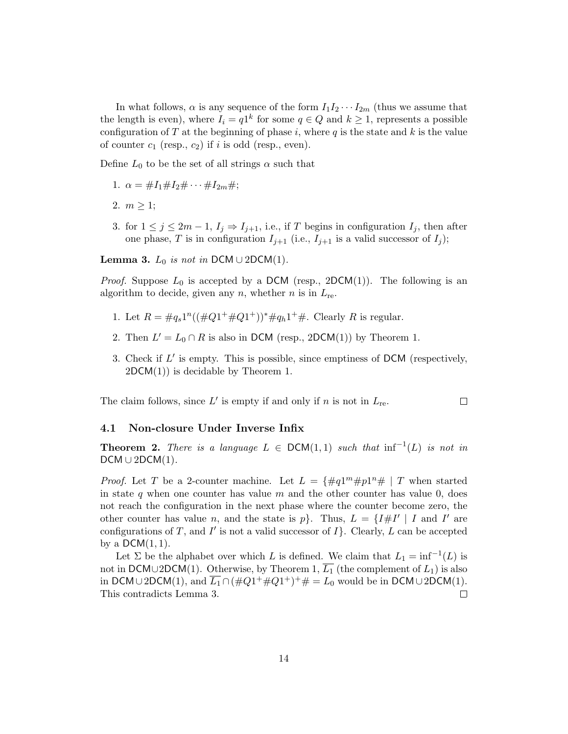In what follows, $\alpha$ is any sequence of the form $I_1 I_2 \cdots I_{2m}$ (thus we assume that the length is even), where $I_i = q1^k$ for some $q \in Q$ and $k \geq 1$, represents a possible configuration of $T$ at the beginning of phase $i$, where $q$ is the state and $k$ is the value of counter $c_1$ (resp., $c_2$) if $i$ is odd (resp., even).

Define $L_0$ to be the set of all strings $\alpha$ such that

1. $\alpha = \#I_1\#I_2\# \cdots \#I_{2m}\#$;
2. $m \geq 1$;
3. for $1 \leq j \leq 2m-1$, $I_j \Rightarrow I_{j+1}$, i.e., if $T$ begins in configuration $I_j$, then after one phase, $T$ is in configuration $I_{j+1}$ (i.e., $I_{j+1}$ is a valid successor of $I_j$);

**Lemma 3.** *$L_0$ is not in $\mathsf{DCM} \cup \mathsf{2DCM}(1)$.*

*Proof.* Suppose $L_0$ is accepted by a $\mathsf{DCM}$ (resp., $\mathsf{2DCM}(1)$). The following is an algorithm to decide, given any $n$, whether $n$ is in $L_{\text{re}}$.

1. Let $R = \#q_s 1^n ((\#Q1^+\#Q1^+))^* \#q_h 1^+ \#$. Clearly $R$ is regular.
2. Then $L' = L_0 \cap R$ is also in $\mathsf{DCM}$ (resp., $\mathsf{2DCM}(1)$) by Theorem 1.
3. Check if $L'$ is empty. This is possible, since emptiness of $\mathsf{DCM}$ (respectively, $\mathsf{2DCM}(1)$) is decidable by Theorem 1.

The claim follows, since $L'$ is empty if and only if $n$ is not in $L_{\text{re}}$. $\square$

### 4.1 Non-closure Under Inverse Infix

**Theorem 2.** *There is a language $L \in \mathsf{DCM}(1,1)$ such that $\inf^{-1}(L)$ is not in $\mathsf{DCM} \cup \mathsf{2DCM}(1)$.*

*Proof.* Let $T$ be a 2-counter machine. Let $L = \{\#q1^m\#p1^n\# \mid T$ when started in state $q$ when one counter has value $m$ and the other counter has value 0, does not reach the configuration in the next phase where the counter become zero, the other counter has value $n$, and the state is $p\}$. Thus, $L = \{I\#I' \mid I$ and $I'$ are configurations of $T$, and $I'$ is not a valid successor of $I\}$. Clearly, $L$ can be accepted by a $\mathsf{DCM}(1,1)$.

Let $\Sigma$ be the alphabet over which $L$ is defined. We claim that $L_1 = \inf^{-1}(L)$ is not in $\mathsf{DCM} \cup \mathsf{2DCM}(1)$. Otherwise, by Theorem 1, $\overline{L_1}$ (the complement of $L_1$) is also in $\mathsf{DCM} \cup \mathsf{2DCM}(1)$, and $\overline{L_1} \cap (\#Q1^+\#Q1^+)^+\# = L_0$ would be in $\mathsf{DCM} \cup \mathsf{2DCM}(1)$. This contradicts Lemma 3. $\square$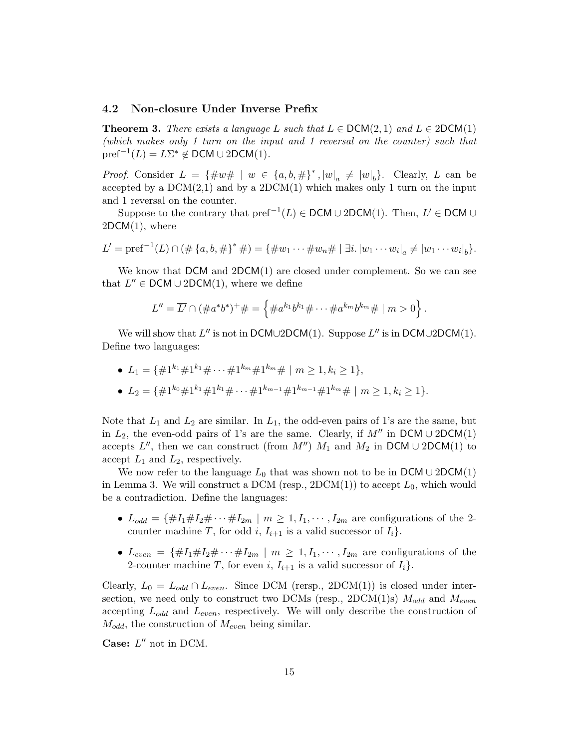### 4.2 Non-closure Under Inverse Prefix

**Theorem 3.** *There exists a language $L$ such that $L \in \mathsf{DCM}(2,1)$ and $L \in \mathsf{2DCM}(1)$ (which makes only 1 turn on the input and 1 reversal on the counter) such that $\text{pref}^{-1}(L) = L\Sigma^* \notin \mathsf{DCM} \cup \mathsf{2DCM}(1)$.*

*Proof.* Consider $L = \{\#w\# \mid w \in \{a,b,\#\}^*, |w|_a \neq |w|_b\}$. Clearly, $L$ can be accepted by a DCM(2,1) and by a 2DCM(1) which makes only 1 turn on the input and 1 reversal on the counter.

Suppose to the contrary that $\text{pref}^{-1}(L) \in \mathsf{DCM} \cup \mathsf{2DCM}(1)$. Then, $L' \in \mathsf{DCM} \cup \mathsf{2DCM}(1)$, where

$$L' = \text{pref}^{-1}(L) \cap (\#\{a,b,\#\}^*\#) = \{\#w_1 \cdots \#w_n\# \mid \exists i. |w_1 \cdots w_i|_a \neq |w_1 \cdots w_i|_b\}.$$

We know that $\mathsf{DCM}$ and $\mathsf{2DCM}(1)$ are closed under complement. So we can see that $L'' \in \mathsf{DCM} \cup \mathsf{2DCM}(1)$, where we define

$$L'' = \overline{L'} \cap (\#a^*b^*)^+\# = \left\{\#a^{k_1}b^{k_1}\# \cdots \#a^{k_m}b^{k_m}\# \mid m > 0\right\}.$$

We will show that $L''$ is not in $\mathsf{DCM} \cup \mathsf{2DCM}(1)$. Suppose $L''$ is in $\mathsf{DCM} \cup \mathsf{2DCM}(1)$. Define two languages:

- $L_1 = \{\#1^{k_1}\#1^{k_1}\# \cdots \#1^{k_m}\#1^{k_m}\# \mid m \geq 1, k_i \geq 1\}$,
- $L_2 = \{\#1^{k_0}\#1^{k_1}\#1^{k_1}\# \cdots \#1^{k_{m-1}}\#1^{k_{m-1}}\#1^{k_m}\# \mid m \geq 1, k_i \geq 1\}$.

Note that $L_1$ and $L_2$ are similar. In $L_1$, the odd-even pairs of 1's are the same, but in $L_2$, the even-odd pairs of 1's are the same. Clearly, if $M''$ in $\mathsf{DCM} \cup \mathsf{2DCM}(1)$ accepts $L''$, then we can construct (from $M''$) $M_1$ and $M_2$ in $\mathsf{DCM} \cup \mathsf{2DCM}(1)$ to accept $L_1$ and $L_2$, respectively.

We now refer to the language $L_0$ that was shown not to be in $\mathsf{DCM} \cup \mathsf{2DCM}(1)$ in Lemma 3. We will construct a DCM (resp., 2DCM(1)) to accept $L_0$, which would be a contradiction. Define the languages:

- $L_{odd} = \{\#I_1\#I_2\# \cdots \#I_{2m} \mid m \geq 1, I_1, \cdots, I_{2m}$ are configurations of the 2-counter machine $T$, for odd $i$, $I_{i+1}$ is a valid successor of $I_i\}$.
- $L_{even} = \{\#I_1\#I_2\# \cdots \#I_{2m} \mid m \geq 1, I_1, \cdots, I_{2m}$ are configurations of the 2-counter machine $T$, for even $i$, $I_{i+1}$ is a valid successor of $I_i\}$.

Clearly, $L_0 = L_{odd} \cap L_{even}$. Since DCM (rersp., 2DCM(1)) is closed under intersection, we need only to construct two DCMs (resp., 2DCM(1)s) $M_{odd}$ and $M_{even}$ accepting $L_{odd}$ and $L_{even}$, respectively. We will only describe the construction of $M_{odd}$, the construction of $M_{even}$ being similar.

**Case:** $L''$ not in DCM.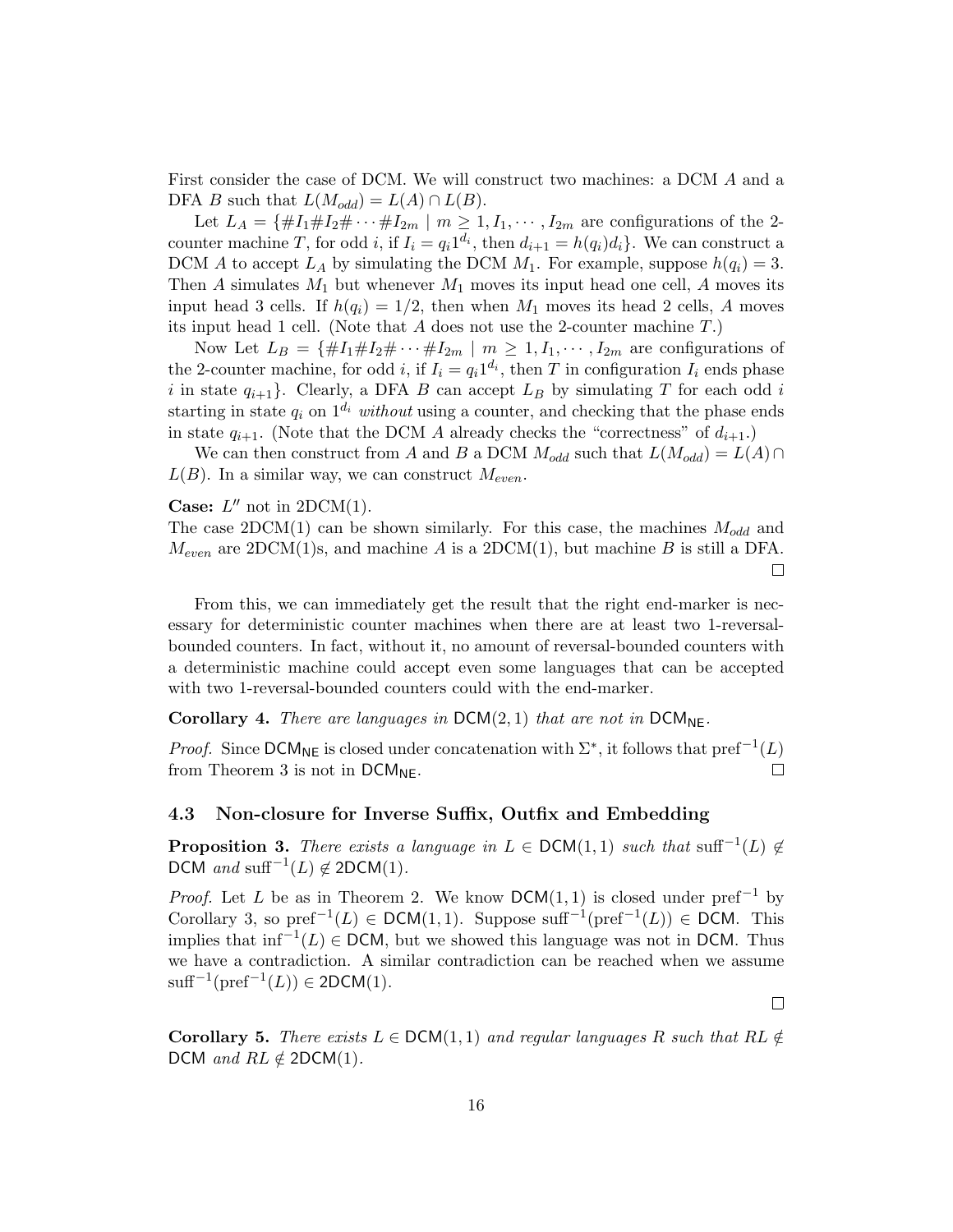First consider the case of DCM. We will construct two machines: a DCM $A$ and a DFA $B$ such that $L(M_{odd}) = L(A) \cap L(B)$.

Let $L_A = \{\#I_1\#I_2\# \cdots \#I_{2m} \mid m \geq 1, I_1, \cdots, I_{2m}$ are configurations of the 2-counter machine $T$, for odd $i$, if $I_i = q_i 1^{d_i}$, then $d_{i+1} = h(q_i)d_i\}$. We can construct a DCM $A$ to accept $L_A$ by simulating the DCM $M_1$. For example, suppose $h(q_i) = 3$. Then $A$ simulates $M_1$ but whenever $M_1$ moves its input head one cell, $A$ moves its input head 3 cells. If $h(q_i) = 1/2$, then when $M_1$ moves its head 2 cells, $A$ moves its input head 1 cell. (Note that $A$ does not use the 2-counter machine $T$.)

Now Let $L_B = \{\#I_1\#I_2\# \cdots \#I_{2m} \mid m \geq 1, I_1, \cdots, I_{2m}$ are configurations of the 2-counter machine, for odd $i$, if $I_i = q_i 1^{d_i}$, then $T$ in configuration $I_i$ ends phase $i$ in state $q_{i+1}\}$. Clearly, a DFA $B$ can accept $L_B$ by simulating $T$ for each odd $i$ starting in state $q_i$ on $1^{d_i}$ *without* using a counter, and checking that the phase ends in state $q_{i+1}$. (Note that the DCM $A$ already checks the "correctness" of $d_{i+1}$.)

We can then construct from $A$ and $B$ a DCM $M_{odd}$ such that $L(M_{odd}) = L(A) \cap L(B)$. In a similar way, we can construct $M_{even}$.

**Case:** $L''$ not in 2DCM(1).
The case 2DCM(1) can be shown similarly. For this case, the machines $M_{odd}$ and $M_{even}$ are 2DCM(1)s, and machine $A$ is a 2DCM(1), but machine $B$ is still a DFA. ☐

From this, we can immediately get the result that the right end-marker is necessary for deterministic counter machines when there are at least two 1-reversal-bounded counters. In fact, without it, no amount of reversal-bounded counters with a deterministic machine could accept even some languages that can be accepted with two 1-reversal-bounded counters could with the end-marker.

**Corollary 4.** *There are languages in* $\mathsf{DCM}(2, 1)$ *that are not in* $\mathsf{DCM}_{\mathsf{NE}}$.

*Proof.* Since $\mathsf{DCM}_{\mathsf{NE}}$ is closed under concatenation with $\Sigma^*$, it follows that $\text{pref}^{-1}(L)$ from Theorem 3 is not in $\mathsf{DCM}_{\mathsf{NE}}$. ☐

### 4.3 Non-closure for Inverse Suffix, Outfix and Embedding

**Proposition 3.** *There exists a language in* $L \in \mathsf{DCM}(1, 1)$ *such that* $\text{suff}^{-1}(L) \notin \mathsf{DCM}$ *and* $\text{suff}^{-1}(L) \notin \mathsf{2DCM}(1)$.

*Proof.* Let $L$ be as in Theorem 2. We know $\mathsf{DCM}(1, 1)$ is closed under $\text{pref}^{-1}$ by Corollary 3, so $\text{pref}^{-1}(L) \in \mathsf{DCM}(1, 1)$. Suppose $\text{suff}^{-1}(\text{pref}^{-1}(L)) \in \mathsf{DCM}$. This implies that $\text{inf}^{-1}(L) \in \mathsf{DCM}$, but we showed this language was not in $\mathsf{DCM}$. Thus we have a contradiction. A similar contradiction can be reached when we assume $\text{suff}^{-1}(\text{pref}^{-1}(L)) \in \mathsf{2DCM}(1)$.

☐

**Corollary 5.** *There exists* $L \in \mathsf{DCM}(1, 1)$ *and regular languages* $R$ *such that* $RL \notin \mathsf{DCM}$ *and* $RL \notin \mathsf{2DCM}(1)$.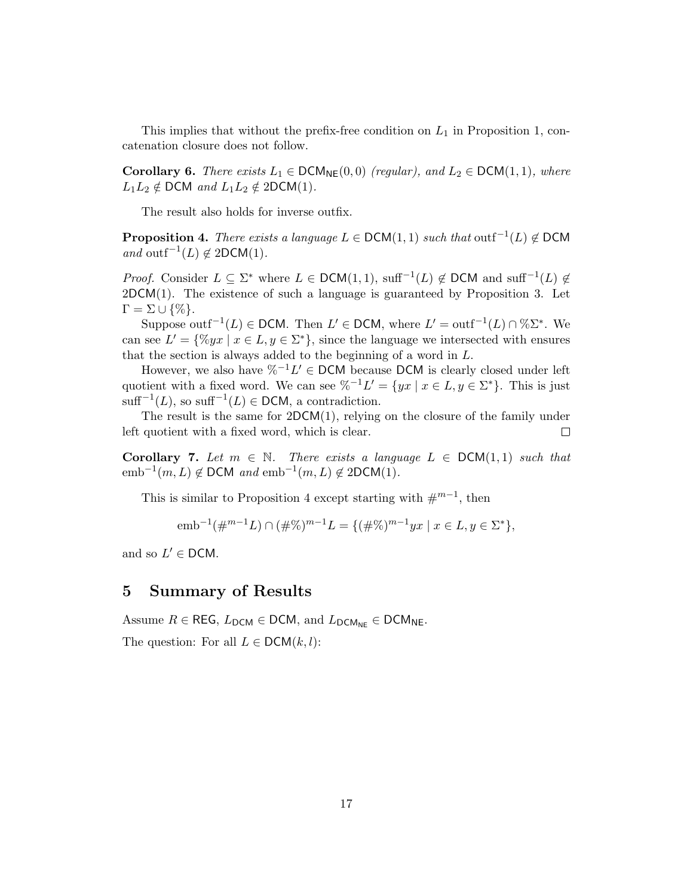This implies that without the prefix-free condition on $L_1$ in Proposition 1, concatenation closure does not follow.

**Corollary 6.** *There exists $L_1 \in \mathsf{DCM}_{\mathsf{NE}}(0,0)$ (regular), and $L_2 \in \mathsf{DCM}(1,1)$, where $L_1L_2 \notin \mathsf{DCM}$ and $L_1L_2 \notin 2\mathsf{DCM}(1)$.*

The result also holds for inverse outfix.

**Proposition 4.** *There exists a language $L \in \mathsf{DCM}(1,1)$ such that $\operatorname{outf}^{-1}(L) \notin \mathsf{DCM}$ and $\operatorname{outf}^{-1}(L) \notin 2\mathsf{DCM}(1)$.*

*Proof.* Consider $L \subseteq \Sigma^*$ where $L \in \mathsf{DCM}(1,1)$, $\operatorname{suff}^{-1}(L) \notin \mathsf{DCM}$ and $\operatorname{suff}^{-1}(L) \notin 2\mathsf{DCM}(1)$. The existence of such a language is guaranteed by Proposition 3. Let $\Gamma = \Sigma \cup \{\%\}$.

Suppose $\operatorname{outf}^{-1}(L) \in \mathsf{DCM}$. Then $L' \in \mathsf{DCM}$, where $L' = \operatorname{outf}^{-1}(L) \cap \%\Sigma^*$. We can see $L' = \{\%yx \mid x \in L, y \in \Sigma^*\}$, since the language we intersected with ensures that the section is always added to the beginning of a word in $L$.

However, we also have $\%^{-1}L' \in \mathsf{DCM}$ because $\mathsf{DCM}$ is clearly closed under left quotient with a fixed word. We can see $\%^{-1}L' = \{yx \mid x \in L, y \in \Sigma^*\}$. This is just $\operatorname{suff}^{-1}(L)$, so $\operatorname{suff}^{-1}(L) \in \mathsf{DCM}$, a contradiction.

The result is the same for $2\mathsf{DCM}(1)$, relying on the closure of the family under left quotient with a fixed word, which is clear. $\square$

**Corollary 7.** *Let $m \in \mathbb{N}$. There exists a language $L \in \mathsf{DCM}(1,1)$ such that $\operatorname{emb}^{-1}(m, L) \notin \mathsf{DCM}$ and $\operatorname{emb}^{-1}(m, L) \notin 2\mathsf{DCM}(1)$.*

This is similar to Proposition 4 except starting with $\#^{m-1}$, then

$$\operatorname{emb}^{-1}(\#^{m-1}L) \cap (\#\%)^{m-1}L = \{(\#\%)^{m-1}yx \mid x \in L, y \in \Sigma^*\},$$

and so $L' \in \mathsf{DCM}$.

## 5 Summary of Results

Assume $R \in \mathsf{REG}$, $L_{\mathsf{DCM}} \in \mathsf{DCM}$, and $L_{\mathsf{DCM}_{\mathsf{NE}}} \in \mathsf{DCM}_{\mathsf{NE}}$.

The question: For all $L \in \mathsf{DCM}(k,l)$: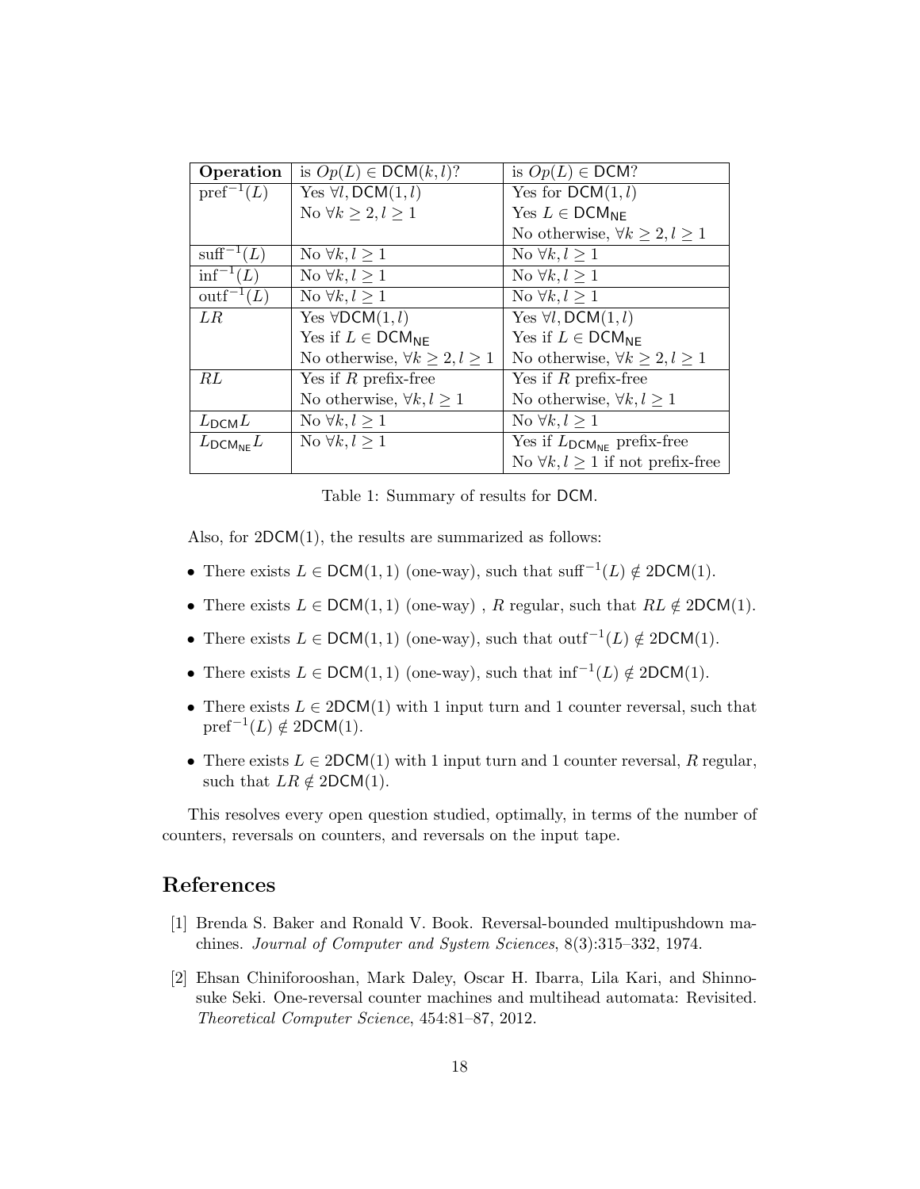| **Operation** | is $Op(L) \in \mathsf{DCM}(k,l)$? | is $Op(L) \in \mathsf{DCM}$? |
| --- | --- | --- |
| $\text{pref}^{-1}(L)$ | Yes $\forall l, \mathsf{DCM}(1,l)$ | Yes for $\mathsf{DCM}(1,l)$ |
| | No $\forall k \geq 2, l \geq 1$ | Yes $L \in \mathsf{DCM}_{\mathsf{NE}}$ |
| | | No otherwise, $\forall k \geq 2, l \geq 1$ |
| $\text{suff}^{-1}(L)$ | No $\forall k, l \geq 1$ | No $\forall k, l \geq 1$ |
| $\text{inf}^{-1}(L)$ | No $\forall k, l \geq 1$ | No $\forall k, l \geq 1$ |
| $\text{outf}^{-1}(L)$ | No $\forall k, l \geq 1$ | No $\forall k, l \geq 1$ |
| $LR$ | Yes $\forall \mathsf{DCM}(1,l)$ | Yes $\forall l, \mathsf{DCM}(1,l)$ |
| | Yes if $L \in \mathsf{DCM}_{\mathsf{NE}}$ | Yes if $L \in \mathsf{DCM}_{\mathsf{NE}}$ |
| | No otherwise, $\forall k \geq 2, l \geq 1$ | No otherwise, $\forall k \geq 2, l \geq 1$ |
| $RL$ | Yes if $R$ prefix-free | Yes if $R$ prefix-free |
| | No otherwise, $\forall k, l \geq 1$ | No otherwise, $\forall k, l \geq 1$ |
| $L_{\mathsf{DCM}}L$ | No $\forall k, l \geq 1$ | No $\forall k, l \geq 1$ |
| $L_{\mathsf{DCM}_{\mathsf{NE}}}L$ | No $\forall k, l \geq 1$ | Yes if $L_{\mathsf{DCM}_{\mathsf{NE}}}$ prefix-free |
| | | No $\forall k, l \geq 1$ if not prefix-free |

Table 1: Summary of results for $\mathsf{DCM}$.

Also, for $2\mathsf{DCM}(1)$, the results are summarized as follows:

- There exists $L \in \mathsf{DCM}(1,1)$ (one-way), such that $\text{suff}^{-1}(L) \notin 2\mathsf{DCM}(1)$.
- There exists $L \in \mathsf{DCM}(1,1)$ (one-way) , $R$ regular, such that $RL \notin 2\mathsf{DCM}(1)$.
- There exists $L \in \mathsf{DCM}(1,1)$ (one-way), such that $\text{outf}^{-1}(L) \notin 2\mathsf{DCM}(1)$.
- There exists $L \in \mathsf{DCM}(1,1)$ (one-way), such that $\text{inf}^{-1}(L) \notin 2\mathsf{DCM}(1)$.
- There exists $L \in 2\mathsf{DCM}(1)$ with 1 input turn and 1 counter reversal, such that $\text{pref}^{-1}(L) \notin 2\mathsf{DCM}(1)$.
- There exists $L \in 2\mathsf{DCM}(1)$ with 1 input turn and 1 counter reversal, $R$ regular, such that $LR \notin 2\mathsf{DCM}(1)$.

This resolves every open question studied, optimally, in terms of the number of counters, reversals on counters, and reversals on the input tape.

## References

[1] Brenda S. Baker and Ronald V. Book. Reversal-bounded multipushdown machines. *Journal of Computer and System Sciences*, 8(3):315–332, 1974.

[2] Ehsan Chiniforooshan, Mark Daley, Oscar H. Ibarra, Lila Kari, and Shinnosuke Seki. One-reversal counter machines and multihead automata: Revisited. *Theoretical Computer Science*, 454:81–87, 2012.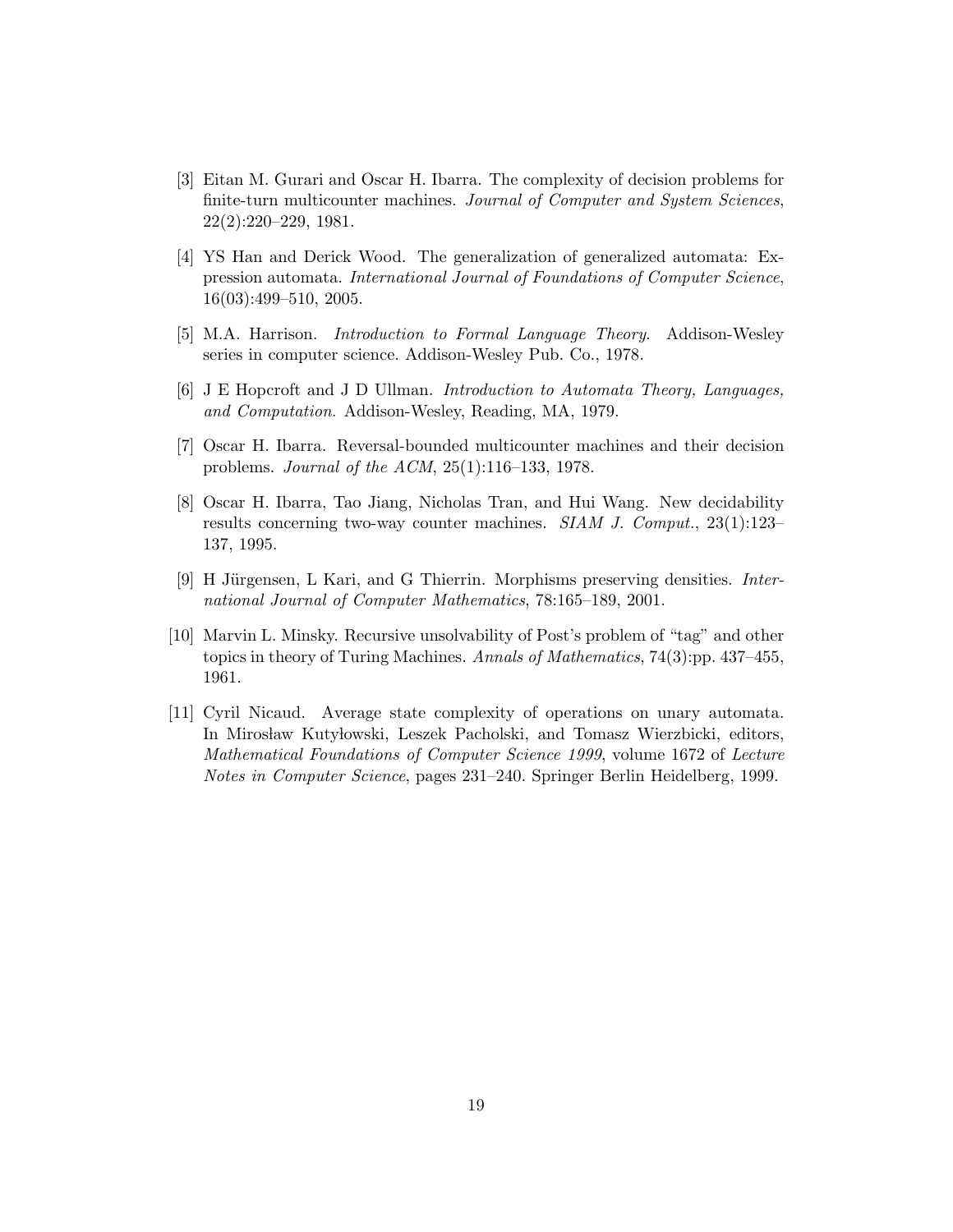[3] Eitan M. Gurari and Oscar H. Ibarra. The complexity of decision problems for finite-turn multicounter machines. *Journal of Computer and System Sciences*, 22(2):220–229, 1981.

[4] YS Han and Derick Wood. The generalization of generalized automata: Expression automata. *International Journal of Foundations of Computer Science*, 16(03):499–510, 2005.

[5] M.A. Harrison. *Introduction to Formal Language Theory*. Addison-Wesley series in computer science. Addison-Wesley Pub. Co., 1978.

[6] J E Hopcroft and J D Ullman. *Introduction to Automata Theory, Languages, and Computation*. Addison-Wesley, Reading, MA, 1979.

[7] Oscar H. Ibarra. Reversal-bounded multicounter machines and their decision problems. *Journal of the ACM*, 25(1):116–133, 1978.

[8] Oscar H. Ibarra, Tao Jiang, Nicholas Tran, and Hui Wang. New decidability results concerning two-way counter machines. *SIAM J. Comput.*, 23(1):123–137, 1995.

[9] H Jürgensen, L Kari, and G Thierrin. Morphisms preserving densities. *International Journal of Computer Mathematics*, 78:165–189, 2001.

[10] Marvin L. Minsky. Recursive unsolvability of Post's problem of "tag" and other topics in theory of Turing Machines. *Annals of Mathematics*, 74(3):pp. 437–455, 1961.

[11] Cyril Nicaud. Average state complexity of operations on unary automata. In Mirosław Kutyłowski, Leszek Pacholski, and Tomasz Wierzbicki, editors, *Mathematical Foundations of Computer Science 1999*, volume 1672 of *Lecture Notes in Computer Science*, pages 231–240. Springer Berlin Heidelberg, 1999.